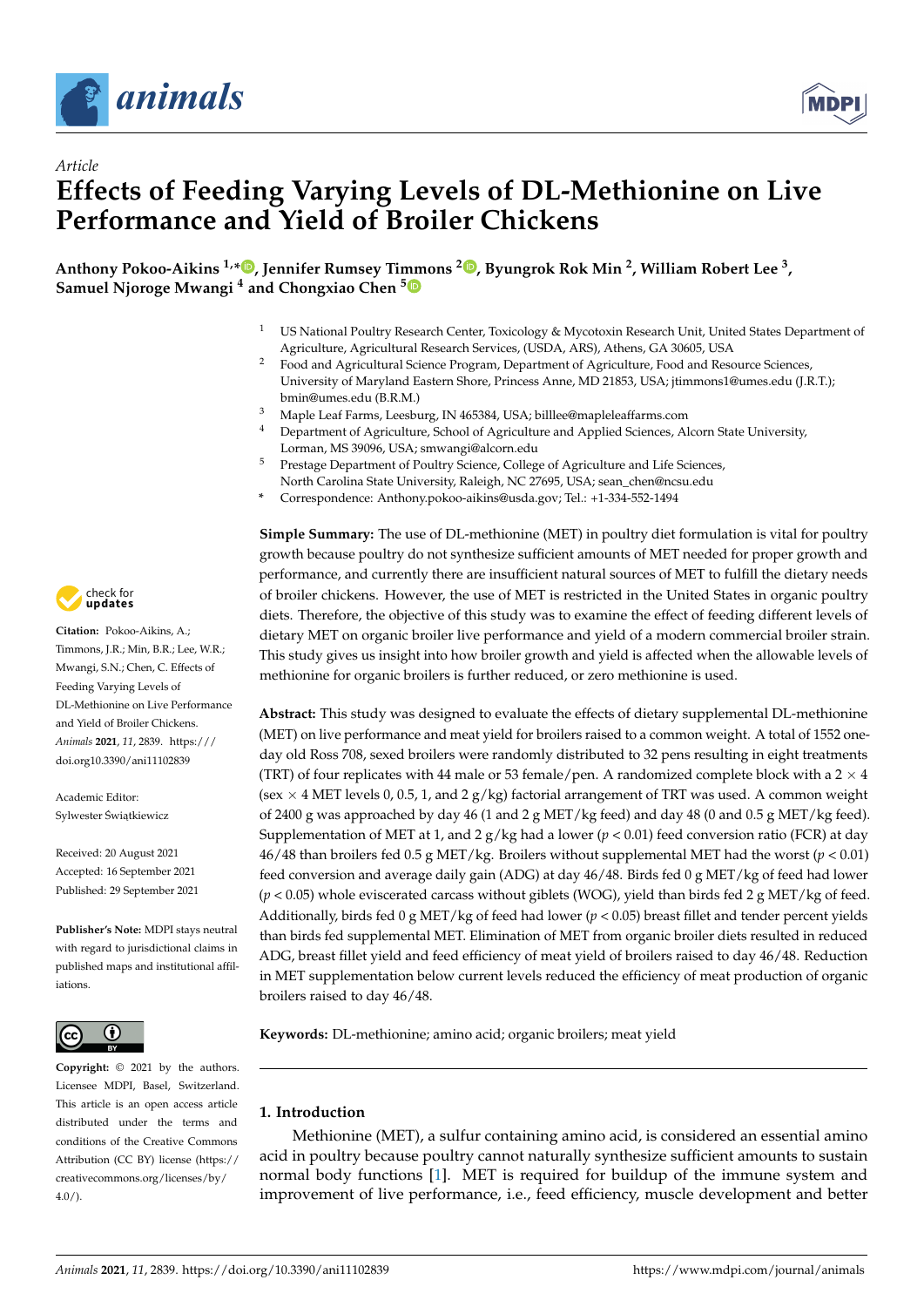*Article*

# Effects of Feeding Varying Levels of DL-Methionine on Live Performance and Yield of Broiler Chickens

**Anthony Pokoo-Aikins [1,*], Jennifer Rumsey Timmons [2], Byungrok Min [2], William Robert Lee [3], Samuel Njoroge Mwangi [4] and Chongxiao Chen [5]**

[1] US National Poultry Research Center, Toxicology & Mycotoxin Research Unit, United States Department of Agriculture, Agricultural Research Services, (USDA, ARS), Athens, GA 30605, USA

[2] Food and Agricultural Science Program, Department of Agriculture, Food and Resource Sciences, University of Maryland Eastern Shore, Princess Anne, MD 21853, USA; jtimmons1@umes.edu (J.R.T.); bmin@umes.edu (B.R.M.)

[3] Maple Leaf Farms, Leesburg, IN 465384, USA; billlee@mapleleaffarms.com

[4] Department of Agriculture, School of Agriculture and Applied Sciences, Alcorn State University, Lorman, MS 39096, USA; smwangi@alcorn.edu

[5] Prestage Department of Poultry Science, College of Agriculture and Life Sciences, North Carolina State University, Raleigh, NC 27695, USA; sean_chen@ncsu.edu

\* Correspondence: Anthony.pokoo-aikins@usda.gov; Tel.: +1-334-552-1494

**Simple Summary:** The use of DL-methionine (MET) in poultry diet formulation is vital for poultry growth because poultry do not synthesize sufficient amounts of MET needed for proper growth and performance, and currently there are insufficient natural sources of MET to fulfill the dietary needs of broiler chickens. However, the use of MET is restricted in the United States in organic poultry diets. Therefore, the objective of this study was to examine the effect of feeding different levels of dietary MET on organic broiler live performance and yield of a modern commercial broiler strain. This study gives us insight into how broiler growth and yield is affected when the allowable levels of methionine for organic broilers is further reduced, or zero methionine is used.

**Abstract:** This study was designed to evaluate the effects of dietary supplemental DL-methionine (MET) on live performance and meat yield for broilers raised to a common weight. A total of 1552 one-day old Ross 708, sexed broilers were randomly distributed to 32 pens resulting in eight treatments (TRT) of four replicates with 44 male or 53 female/pen. A randomized complete block with a $2 \times 4$ (sex $\times$ 4 MET levels 0, 0.5, 1, and 2 g/kg) factorial arrangement of TRT was used. A common weight of 2400 g was approached by day 46 (1 and 2 g MET/kg feed) and day 48 (0 and 0.5 g MET/kg feed). Supplementation of MET at 1, and 2 g/kg had a lower ($p < 0.01$) feed conversion ratio (FCR) at day 46/48 than broilers fed 0.5 g MET/kg. Broilers without supplemental MET had the worst ($p < 0.01$) feed conversion and average daily gain (ADG) at day 46/48. Birds fed 0 g MET/kg of feed had lower ($p < 0.05$) whole eviscerated carcass without giblets (WOG), yield than birds fed 2 g MET/kg of feed. Additionally, birds fed 0 g MET/kg of feed had lower ($p < 0.05$) breast fillet and tender percent yields than birds fed supplemental MET. Elimination of MET from organic broiler diets resulted in reduced ADG, breast fillet yield and feed efficiency of meat yield of broilers raised to day 46/48. Reduction in MET supplementation below current levels reduced the efficiency of meat production of organic broilers raised to day 46/48.

**Keywords:** DL-methionine; amino acid; organic broilers; meat yield

**Citation:** Pokoo-Aikins, A.; Timmons, J.R.; Min, B.R.; Lee, W.R.; Mwangi, S.N.; Chen, C. Effects of Feeding Varying Levels of DL-Methionine on Live Performance and Yield of Broiler Chickens. *Animals* **2021**, *11*, 2839. https:///doi.org10.3390/ani11102839

Academic Editor: Sylwester Świątkiewicz

Received: 20 August 2021
Accepted: 16 September 2021
Published: 29 September 2021

**Publisher's Note:** MDPI stays neutral with regard to jurisdictional claims in published maps and institutional affiliations.

**Copyright:** © 2021 by the authors. Licensee MDPI, Basel, Switzerland. This article is an open access article distributed under the terms and conditions of the Creative Commons Attribution (CC BY) license (https://creativecommons.org/licenses/by/4.0/).

## 1. Introduction

Methionine (MET), a sulfur containing amino acid, is considered an essential amino acid in poultry because poultry cannot naturally synthesize sufficient amounts to sustain normal body functions [1]. MET is required for buildup of the immune system and improvement of live performance, i.e., feed efficiency, muscle development and better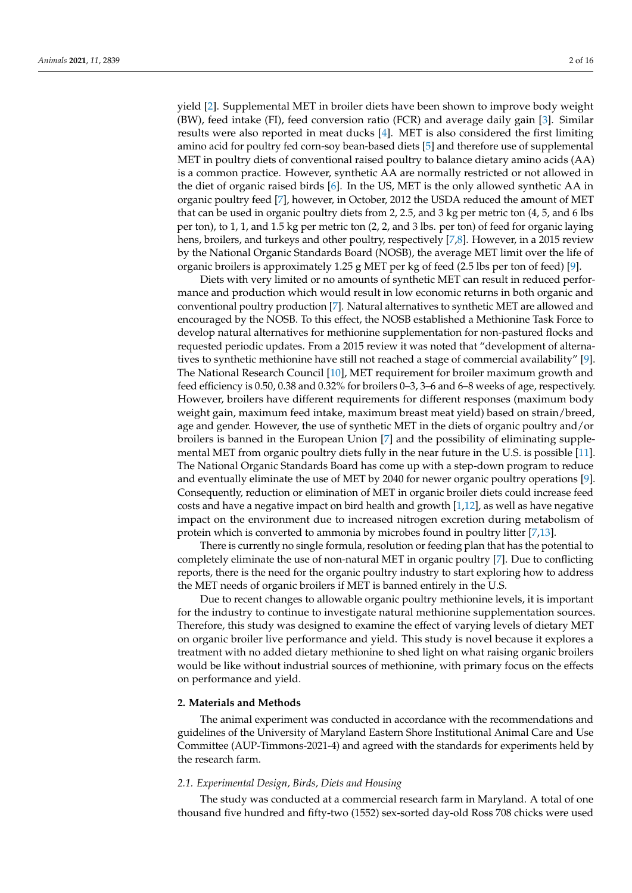yield [2]. Supplemental MET in broiler diets have been shown to improve body weight (BW), feed intake (FI), feed conversion ratio (FCR) and average daily gain [3]. Similar results were also reported in meat ducks [4]. MET is also considered the first limiting amino acid for poultry fed corn-soy bean-based diets [5] and therefore use of supplemental MET in poultry diets of conventional raised poultry to balance dietary amino acids (AA) is a common practice. However, synthetic AA are normally restricted or not allowed in the diet of organic raised birds [6]. In the US, MET is the only allowed synthetic AA in organic poultry feed [7], however, in October, 2012 the USDA reduced the amount of MET that can be used in organic poultry diets from 2, 2.5, and 3 kg per metric ton (4, 5, and 6 lbs per ton), to 1, 1, and 1.5 kg per metric ton (2, 2, and 3 lbs. per ton) of feed for organic laying hens, broilers, and turkeys and other poultry, respectively [7,8]. However, in a 2015 review by the National Organic Standards Board (NOSB), the average MET limit over the life of organic broilers is approximately 1.25 g MET per kg of feed (2.5 lbs per ton of feed) [9].

Diets with very limited or no amounts of synthetic MET can result in reduced performance and production which would result in low economic returns in both organic and conventional poultry production [7]. Natural alternatives to synthetic MET are allowed and encouraged by the NOSB. To this effect, the NOSB established a Methionine Task Force to develop natural alternatives for methionine supplementation for non-pastured flocks and requested periodic updates. From a 2015 review it was noted that "development of alternatives to synthetic methionine have still not reached a stage of commercial availability" [9]. The National Research Council [10], MET requirement for broiler maximum growth and feed efficiency is 0.50, 0.38 and 0.32% for broilers 0–3, 3–6 and 6–8 weeks of age, respectively. However, broilers have different requirements for different responses (maximum body weight gain, maximum feed intake, maximum breast meat yield) based on strain/breed, age and gender. However, the use of synthetic MET in the diets of organic poultry and/or broilers is banned in the European Union [7] and the possibility of eliminating supplemental MET from organic poultry diets fully in the near future in the U.S. is possible [11]. The National Organic Standards Board has come up with a step-down program to reduce and eventually eliminate the use of MET by 2040 for newer organic poultry operations [9]. Consequently, reduction or elimination of MET in organic broiler diets could increase feed costs and have a negative impact on bird health and growth [1,12], as well as have negative impact on the environment due to increased nitrogen excretion during metabolism of protein which is converted to ammonia by microbes found in poultry litter [7,13].

There is currently no single formula, resolution or feeding plan that has the potential to completely eliminate the use of non-natural MET in organic poultry [7]. Due to conflicting reports, there is the need for the organic poultry industry to start exploring how to address the MET needs of organic broilers if MET is banned entirely in the U.S.

Due to recent changes to allowable organic poultry methionine levels, it is important for the industry to continue to investigate natural methionine supplementation sources. Therefore, this study was designed to examine the effect of varying levels of dietary MET on organic broiler live performance and yield. This study is novel because it explores a treatment with no added dietary methionine to shed light on what raising organic broilers would be like without industrial sources of methionine, with primary focus on the effects on performance and yield.

## 2. Materials and Methods

The animal experiment was conducted in accordance with the recommendations and guidelines of the University of Maryland Eastern Shore Institutional Animal Care and Use Committee (AUP-Timmons-2021-4) and agreed with the standards for experiments held by the research farm.

### 2.1. Experimental Design, Birds, Diets and Housing

The study was conducted at a commercial research farm in Maryland. A total of one thousand five hundred and fifty-two (1552) sex-sorted day-old Ross 708 chicks were used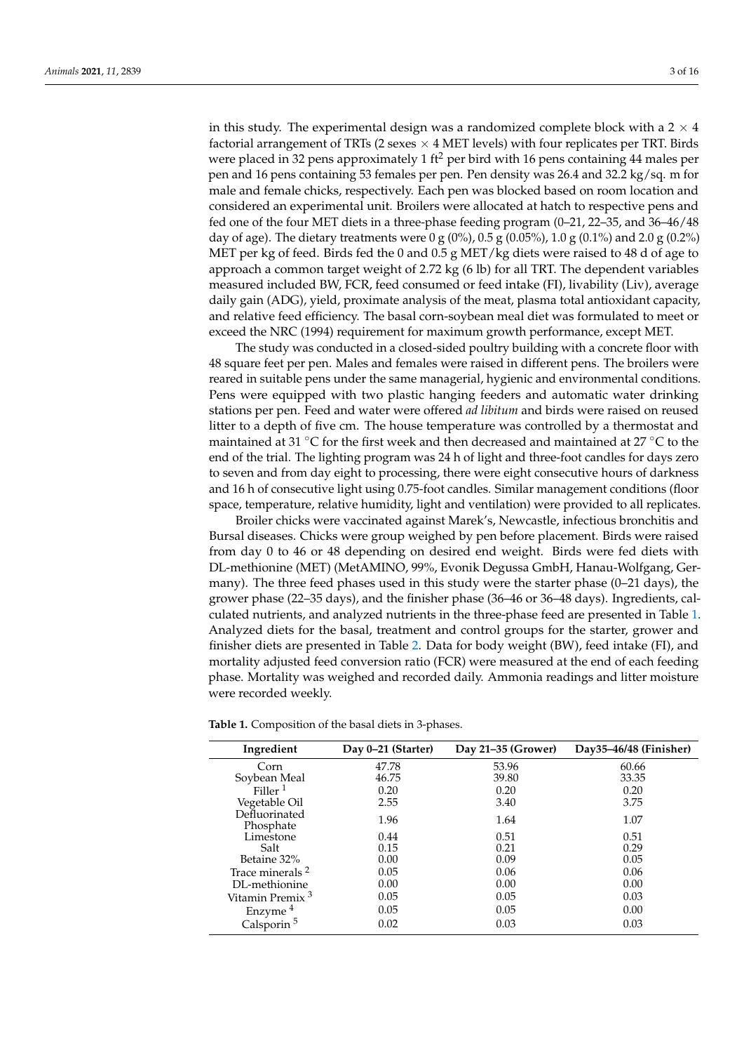in this study. The experimental design was a randomized complete block with a 2 × 4 factorial arrangement of TRTs (2 sexes × 4 MET levels) with four replicates per TRT. Birds were placed in 32 pens approximately 1 $ft^2$ per bird with 16 pens containing 44 males per pen and 16 pens containing 53 females per pen. Pen density was 26.4 and 32.2 kg/sq. m for male and female chicks, respectively. Each pen was blocked based on room location and considered an experimental unit. Broilers were allocated at hatch to respective pens and fed one of the four MET diets in a three-phase feeding program (0–21, 22–35, and 36–46/48 day of age). The dietary treatments were 0 g (0%), 0.5 g (0.05%), 1.0 g (0.1%) and 2.0 g (0.2%) MET per kg of feed. Birds fed the 0 and 0.5 g MET/kg diets were raised to 48 d of age to approach a common target weight of 2.72 kg (6 lb) for all TRT. The dependent variables measured included BW, FCR, feed consumed or feed intake (FI), livability (Liv), average daily gain (ADG), yield, proximate analysis of the meat, plasma total antioxidant capacity, and relative feed efficiency. The basal corn-soybean meal diet was formulated to meet or exceed the NRC (1994) requirement for maximum growth performance, except MET.

The study was conducted in a closed-sided poultry building with a concrete floor with 48 square feet per pen. Males and females were raised in different pens. The broilers were reared in suitable pens under the same managerial, hygienic and environmental conditions. Pens were equipped with two plastic hanging feeders and automatic water drinking stations per pen. Feed and water were offered *ad libitum* and birds were raised on reused litter to a depth of five cm. The house temperature was controlled by a thermostat and maintained at 31 °C for the first week and then decreased and maintained at 27 °C to the end of the trial. The lighting program was 24 h of light and three-foot candles for days zero to seven and from day eight to processing, there were eight consecutive hours of darkness and 16 h of consecutive light using 0.75-foot candles. Similar management conditions (floor space, temperature, relative humidity, light and ventilation) were provided to all replicates.

Broiler chicks were vaccinated against Marek's, Newcastle, infectious bronchitis and Bursal diseases. Chicks were group weighed by pen before placement. Birds were raised from day 0 to 46 or 48 depending on desired end weight. Birds were fed diets with DL-methionine (MET) (MetAMINO, 99%, Evonik Degussa GmbH, Hanau-Wolfgang, Germany). The three feed phases used in this study were the starter phase (0–21 days), the grower phase (22–35 days), and the finisher phase (36–46 or 36–48 days). Ingredients, calculated nutrients, and analyzed nutrients in the three-phase feed are presented in Table 1. Analyzed diets for the basal, treatment and control groups for the starter, grower and finisher diets are presented in Table 2. Data for body weight (BW), feed intake (FI), and mortality adjusted feed conversion ratio (FCR) were measured at the end of each feeding phase. Mortality was weighed and recorded daily. Ammonia readings and litter moisture were recorded weekly.

**Table 1.** Composition of the basal diets in 3-phases.

| Ingredient | Day 0–21 (Starter) | Day 21–35 (Grower) | Day35–46/48 (Finisher) |
|---|---|---|---|
| Corn | 47.78 | 53.96 | 60.66 |
| Soybean Meal | 46.75 | 39.80 | 33.35 |
| Filler [1] | 0.20 | 0.20 | 0.20 |
| Vegetable Oil | 2.55 | 3.40 | 3.75 |
| Defluorinated Phosphate | 1.96 | 1.64 | 1.07 |
| Limestone | 0.44 | 0.51 | 0.51 |
| Salt | 0.15 | 0.21 | 0.29 |
| Betaine 32% | 0.00 | 0.09 | 0.05 |
| Trace minerals [2] | 0.05 | 0.06 | 0.06 |
| DL-methionine | 0.00 | 0.00 | 0.00 |
| Vitamin Premix [3] | 0.05 | 0.05 | 0.03 |
| Enzyme [4] | 0.05 | 0.05 | 0.00 |
| Calsporin [5] | 0.02 | 0.03 | 0.03 |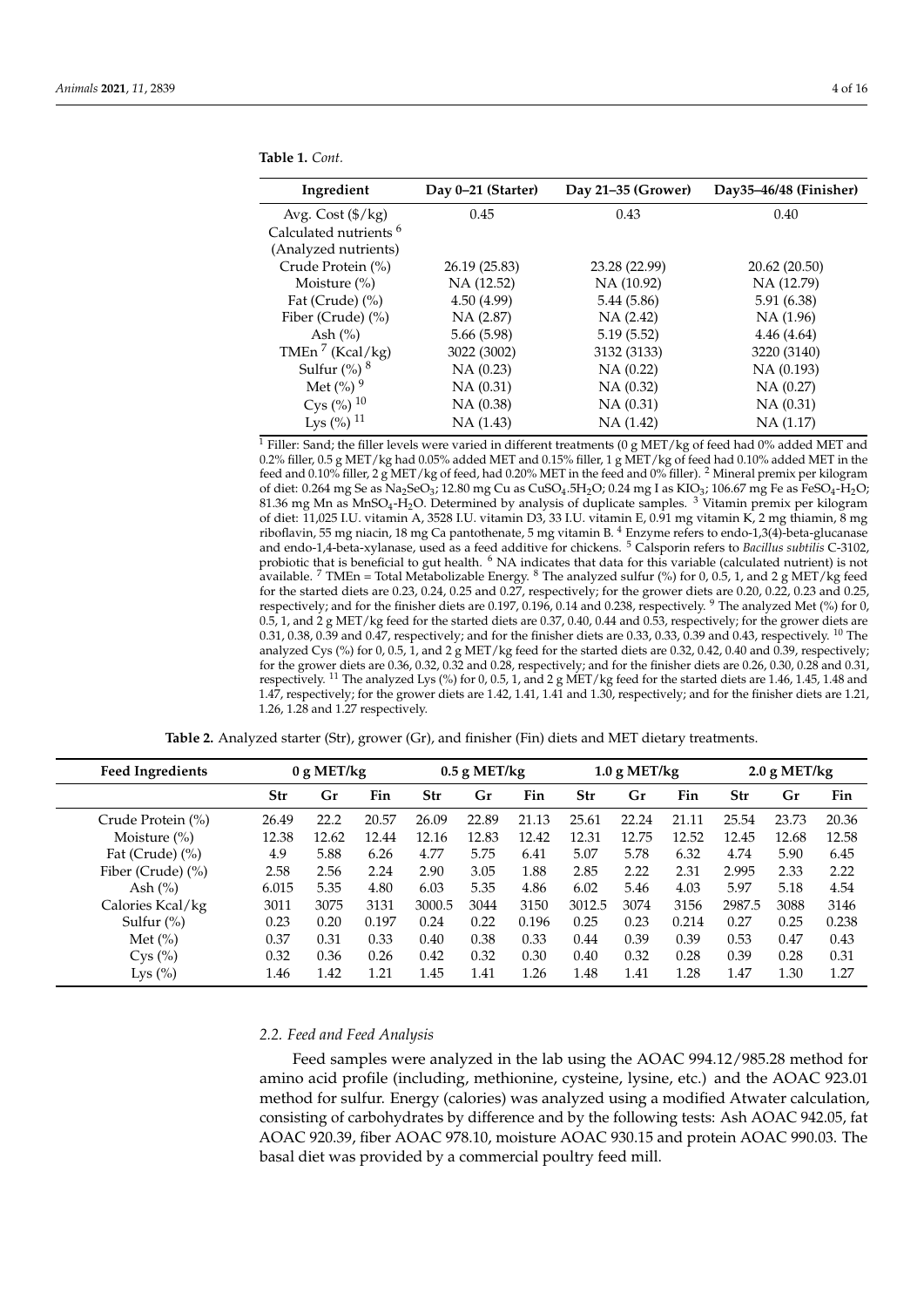**Table 1.** *Cont.*

| Ingredient | Day 0–21 (Starter) | Day 21–35 (Grower) | Day35–46/48 (Finisher) |
|---|---|---|---|
| Avg. Cost ($/kg) | 0.45 | 0.43 | 0.40 |
| Calculated nutrients [6] | | | |
| (Analyzed nutrients) | | | |
| Crude Protein (%) | 26.19 (25.83) | 23.28 (22.99) | 20.62 (20.50) |
| Moisture (%) | NA (12.52) | NA (10.92) | NA (12.79) |
| Fat (Crude) (%) | 4.50 (4.99) | 5.44 (5.86) | 5.91 (6.38) |
| Fiber (Crude) (%) | NA (2.87) | NA (2.42) | NA (1.96) |
| Ash (%) | 5.66 (5.98) | 5.19 (5.52) | 4.46 (4.64) |
| TMEn [7] (Kcal/kg) | 3022 (3002) | 3132 (3133) | 3220 (3140) |
| Sulfur (%) [8] | NA (0.23) | NA (0.22) | NA (0.193) |
| Met (%) [9] | NA (0.31) | NA (0.32) | NA (0.27) |
| Cys (%) [10] | NA (0.38) | NA (0.31) | NA (0.31) |
| Lys (%) [11] | NA (1.43) | NA (1.42) | NA (1.17) |

[1] Filler: Sand; the filler levels were varied in different treatments (0 g MET/kg of feed had 0% added MET and 0.2% filler, 0.5 g MET/kg had 0.05% added MET and 0.15% filler, 1 g MET/kg of feed had 0.10% added MET in the feed and 0.10% filler, 2 g MET/kg of feed, had 0.20% MET in the feed and 0% filler). [2] Mineral premix per kilogram of diet: 0.264 mg Se as $Na_2SeO_3$; 12.80 mg Cu as $CuSO_4.5H_2O$; 0.24 mg I as $KIO_3$; 106.67 mg Fe as $FeSO_4$-$H_2O$; 81.36 mg Mn as $MnSO_4$-$H_2O$. Determined by analysis of duplicate samples. [3] Vitamin premix per kilogram of diet: 11,025 I.U. vitamin A, 3528 I.U. vitamin D3, 33 I.U. vitamin E, 0.91 mg vitamin K, 2 mg thiamin, 8 mg riboflavin, 55 mg niacin, 18 mg Ca pantothenate, 5 mg vitamin B. [4] Enzyme refers to endo-1,3(4)-beta-glucanase and endo-1,4-beta-xylanase, used as a feed additive for chickens. [5] Calsporin refers to *Bacillus subtilis* C-3102, probiotic that is beneficial to gut health. [6] NA indicates that data for this variable (calculated nutrient) is not available. [7] TMEn = Total Metabolizable Energy. [8] The analyzed sulfur (%) for 0, 0.5, 1, and 2 g MET/kg feed for the started diets are 0.23, 0.24, 0.25 and 0.27, respectively; for the grower diets are 0.20, 0.22, 0.23 and 0.25, respectively; and for the finisher diets are 0.197, 0.196, 0.14 and 0.238, respectively. [9] The analyzed Met (%) for 0, 0.5, 1, and 2 g MET/kg feed for the started diets are 0.37, 0.40, 0.44 and 0.53, respectively; for the grower diets are 0.31, 0.38, 0.39 and 0.47, respectively; and for the finisher diets are 0.33, 0.33, 0.39 and 0.43, respectively. [10] The analyzed Cys (%) for 0, 0.5, 1, and 2 g MET/kg feed for the started diets are 0.32, 0.42, 0.40 and 0.39, respectively; for the grower diets are 0.36, 0.32, 0.32 and 0.28, respectively; and for the finisher diets are 0.26, 0.30, 0.28 and 0.31, respectively. [11] The analyzed Lys (%) for 0, 0.5, 1, and 2 g MET/kg feed for the started diets are 1.46, 1.45, 1.48 and 1.47, respectively; for the grower diets are 1.42, 1.41, 1.41 and 1.30, respectively; and for the finisher diets are 1.21, 1.26, 1.28 and 1.27 respectively.

**Table 2.** Analyzed starter (Str), grower (Gr), and finisher (Fin) diets and MET dietary treatments.

| Feed Ingredients | 0 g MET/kg | | | 0.5 g MET/kg | | | 1.0 g MET/kg | | | 2.0 g MET/kg | | |
|---|---|---|---|---|---|---|---|---|---|---|---|---|
| | Str | Gr | Fin | Str | Gr | Fin | Str | Gr | Fin | Str | Gr | Fin |
| Crude Protein (%) | 26.49 | 22.2 | 20.57 | 26.09 | 22.89 | 21.13 | 25.61 | 22.24 | 21.11 | 25.54 | 23.73 | 20.36 |
| Moisture (%) | 12.38 | 12.62 | 12.44 | 12.16 | 12.83 | 12.42 | 12.31 | 12.75 | 12.52 | 12.45 | 12.68 | 12.58 |
| Fat (Crude) (%) | 4.9 | 5.88 | 6.26 | 4.77 | 5.75 | 6.41 | 5.07 | 5.78 | 6.32 | 4.74 | 5.90 | 6.45 |
| Fiber (Crude) (%) | 2.58 | 2.56 | 2.24 | 2.90 | 3.05 | 1.88 | 2.85 | 2.22 | 2.31 | 2.995 | 2.33 | 2.22 |
| Ash (%) | 6.015 | 5.35 | 4.80 | 6.03 | 5.35 | 4.86 | 6.02 | 5.46 | 4.03 | 5.97 | 5.18 | 4.54 |
| Calories Kcal/kg | 3011 | 3075 | 3131 | 3000.5 | 3044 | 3150 | 3012.5 | 3074 | 3156 | 2987.5 | 3088 | 3146 |
| Sulfur (%) | 0.23 | 0.20 | 0.197 | 0.24 | 0.22 | 0.196 | 0.25 | 0.23 | 0.214 | 0.27 | 0.25 | 0.238 |
| Met (%) | 0.37 | 0.31 | 0.33 | 0.40 | 0.38 | 0.33 | 0.44 | 0.39 | 0.39 | 0.53 | 0.47 | 0.43 |
| Cys (%) | 0.32 | 0.36 | 0.26 | 0.42 | 0.32 | 0.30 | 0.40 | 0.32 | 0.28 | 0.39 | 0.28 | 0.31 |
| Lys (%) | 1.46 | 1.42 | 1.21 | 1.45 | 1.41 | 1.26 | 1.48 | 1.41 | 1.28 | 1.47 | 1.30 | 1.27 |

### 2.2. Feed and Feed Analysis

Feed samples were analyzed in the lab using the AOAC 994.12/985.28 method for amino acid profile (including, methionine, cysteine, lysine, etc.) and the AOAC 923.01 method for sulfur. Energy (calories) was analyzed using a modified Atwater calculation, consisting of carbohydrates by difference and by the following tests: Ash AOAC 942.05, fat AOAC 920.39, fiber AOAC 978.10, moisture AOAC 930.15 and protein AOAC 990.03. The basal diet was provided by a commercial poultry feed mill.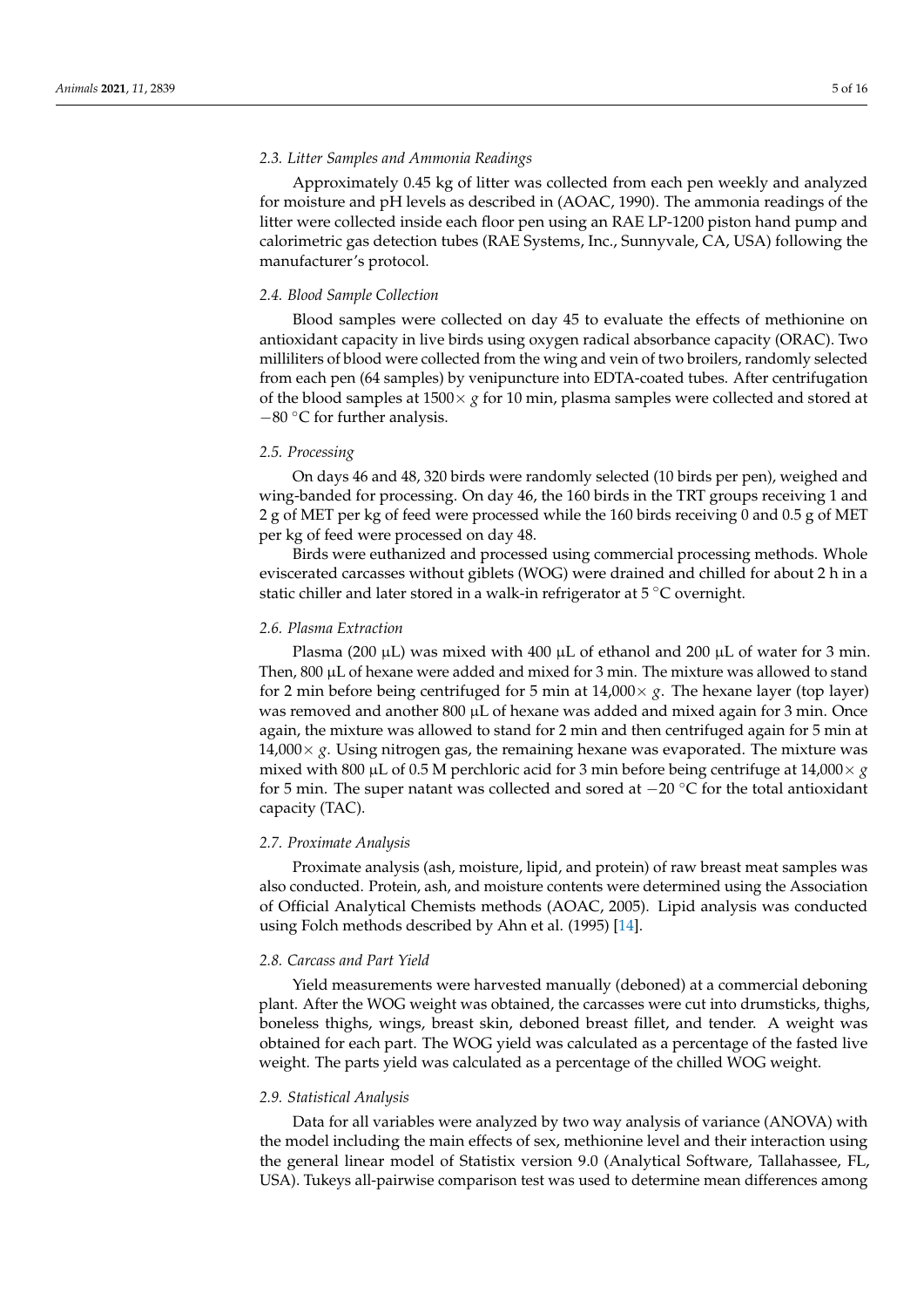### 2.3. Litter Samples and Ammonia Readings

Approximately 0.45 kg of litter was collected from each pen weekly and analyzed for moisture and pH levels as described in (AOAC, 1990). The ammonia readings of the litter were collected inside each floor pen using an RAE LP-1200 piston hand pump and calorimetric gas detection tubes (RAE Systems, Inc., Sunnyvale, CA, USA) following the manufacturer's protocol.

### 2.4. Blood Sample Collection

Blood samples were collected on day 45 to evaluate the effects of methionine on antioxidant capacity in live birds using oxygen radical absorbance capacity (ORAC). Two milliliters of blood were collected from the wing and vein of two broilers, randomly selected from each pen (64 samples) by venipuncture into EDTA-coated tubes. After centrifugation of the blood samples at 1500× *g* for 10 min, plasma samples were collected and stored at −80 °C for further analysis.

### 2.5. Processing

On days 46 and 48, 320 birds were randomly selected (10 birds per pen), weighed and wing-banded for processing. On day 46, the 160 birds in the TRT groups receiving 1 and 2 g of MET per kg of feed were processed while the 160 birds receiving 0 and 0.5 g of MET per kg of feed were processed on day 48.

Birds were euthanized and processed using commercial processing methods. Whole eviscerated carcasses without giblets (WOG) were drained and chilled for about 2 h in a static chiller and later stored in a walk-in refrigerator at 5 °C overnight.

### 2.6. Plasma Extraction

Plasma (200 µL) was mixed with 400 µL of ethanol and 200 µL of water for 3 min. Then, 800 µL of hexane were added and mixed for 3 min. The mixture was allowed to stand for 2 min before being centrifuged for 5 min at 14,000× *g*. The hexane layer (top layer) was removed and another 800 µL of hexane was added and mixed again for 3 min. Once again, the mixture was allowed to stand for 2 min and then centrifuged again for 5 min at 14,000× *g*. Using nitrogen gas, the remaining hexane was evaporated. The mixture was mixed with 800 µL of 0.5 M perchloric acid for 3 min before being centrifuge at 14,000× *g* for 5 min. The super natant was collected and sored at −20 °C for the total antioxidant capacity (TAC).

### 2.7. Proximate Analysis

Proximate analysis (ash, moisture, lipid, and protein) of raw breast meat samples was also conducted. Protein, ash, and moisture contents were determined using the Association of Official Analytical Chemists methods (AOAC, 2005). Lipid analysis was conducted using Folch methods described by Ahn et al. (1995) [14].

### 2.8. Carcass and Part Yield

Yield measurements were harvested manually (deboned) at a commercial deboning plant. After the WOG weight was obtained, the carcasses were cut into drumsticks, thighs, boneless thighs, wings, breast skin, deboned breast fillet, and tender. A weight was obtained for each part. The WOG yield was calculated as a percentage of the fasted live weight. The parts yield was calculated as a percentage of the chilled WOG weight.

### 2.9. Statistical Analysis

Data for all variables were analyzed by two way analysis of variance (ANOVA) with the model including the main effects of sex, methionine level and their interaction using the general linear model of Statistix version 9.0 (Analytical Software, Tallahassee, FL, USA). Tukeys all-pairwise comparison test was used to determine mean differences among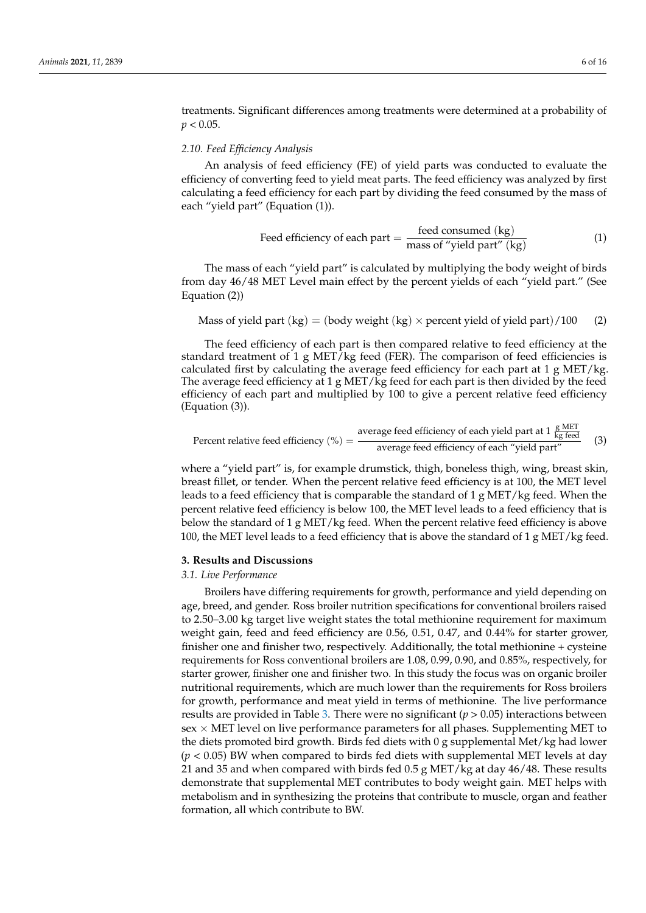treatments. Significant differences among treatments were determined at a probability of $p < 0.05$.

### *2.10. Feed Efficiency Analysis*

An analysis of feed efficiency (FE) of yield parts was conducted to evaluate the efficiency of converting feed to yield meat parts. The feed efficiency was analyzed by first calculating a feed efficiency for each part by dividing the feed consumed by the mass of each "yield part" (Equation (1)).

$$\text{Feed efficiency of each part} = \frac{\text{feed consumed (kg)}}{\text{mass of "yield part" (kg)}} \tag{1}$$

The mass of each "yield part" is calculated by multiplying the body weight of birds from day 46/48 MET Level main effect by the percent yields of each "yield part." (See Equation (2))

$$\text{Mass of yield part (kg)} = (\text{body weight (kg)} \times \text{percent yield of yield part})/100 \tag{2}$$

The feed efficiency of each part is then compared relative to feed efficiency at the standard treatment of 1 g MET/kg feed (FER). The comparison of feed efficiencies is calculated first by calculating the average feed efficiency for each part at 1 g MET/kg. The average feed efficiency at 1 g MET/kg feed for each part is then divided by the feed efficiency of each part and multiplied by 100 to give a percent relative feed efficiency (Equation (3)).

$$\text{Percent relative feed efficiency (\%)} = \frac{\text{average feed efficiency of each yield part at 1 } \frac{\text{g MET}}{\text{kg feed}}}{\text{average feed efficiency of each "yield part"}} \tag{3}$$

where a "yield part" is, for example drumstick, thigh, boneless thigh, wing, breast skin, breast fillet, or tender. When the percent relative feed efficiency is at 100, the MET level leads to a feed efficiency that is comparable the standard of 1 g MET/kg feed. When the percent relative feed efficiency is below 100, the MET level leads to a feed efficiency that is below the standard of 1 g MET/kg feed. When the percent relative feed efficiency is above 100, the MET level leads to a feed efficiency that is above the standard of 1 g MET/kg feed.

## 3. Results and Discussions

### *3.1. Live Performance*

Broilers have differing requirements for growth, performance and yield depending on age, breed, and gender. Ross broiler nutrition specifications for conventional broilers raised to 2.50–3.00 kg target live weight states the total methionine requirement for maximum weight gain, feed and feed efficiency are 0.56, 0.51, 0.47, and 0.44% for starter grower, finisher one and finisher two, respectively. Additionally, the total methionine + cysteine requirements for Ross conventional broilers are 1.08, 0.99, 0.90, and 0.85%, respectively, for starter grower, finisher one and finisher two. In this study the focus was on organic broiler nutritional requirements, which are much lower than the requirements for Ross broilers for growth, performance and meat yield in terms of methionine. The live performance results are provided in Table 3. There were no significant ($p > 0.05$) interactions between sex $\times$ MET level on live performance parameters for all phases. Supplementing MET to the diets promoted bird growth. Birds fed diets with 0 g supplemental Met/kg had lower ($p < 0.05$) BW when compared to birds fed diets with supplemental MET levels at day 21 and 35 and when compared with birds fed 0.5 g MET/kg at day 46/48. These results demonstrate that supplemental MET contributes to body weight gain. MET helps with metabolism and in synthesizing the proteins that contribute to muscle, organ and feather formation, all which contribute to BW.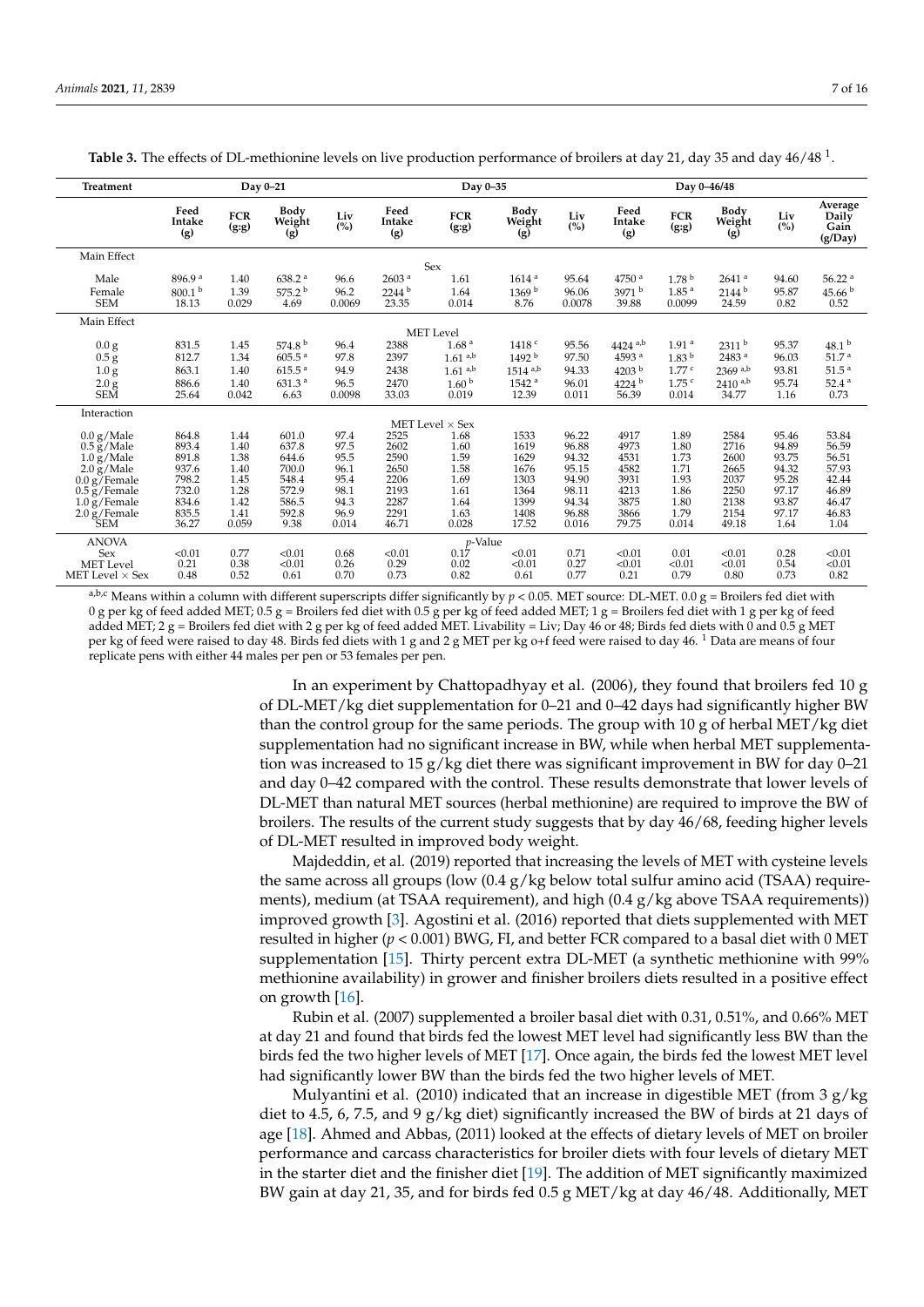**Table 3.** The effects of DL-methionine levels on live production performance of broilers at day 21, day 35 and day 46/48 [1].

| Treatment | Day 0–21 | | | | Day 0–35 | | | | Day 0–46/48 | | | | |
|---|---|---|---|---|---|---|---|---|---|---|---|---|---|
| | Feed Intake (g) | FCR (g:g) | Body Weight (g) | Liv (%) | Feed Intake (g) | FCR (g:g) | Body Weight (g) | Liv (%) | Feed Intake (g) | FCR (g:g) | Body Weight (g) | Liv (%) | Average Daily Gain (g/Day) |
| Main Effect | | | | | | Sex | | | | | | | |
| Male | 896.9 [a] | 1.40 | 638.2 [a] | 96.6 | 2603 [a] | 1.61 | 1614 [a] | 95.64 | 4750 [a] | 1.78 [b] | 2641 [a] | 94.60 | 56.22 [a] |
| Female | 800.1 [b] | 1.39 | 575.2 [b] | 96.2 | 2244 [b] | 1.64 | 1369 [b] | 96.06 | 3971 [b] | 1.85 [a] | 2144 [b] | 95.87 | 45.66 [b] |
| SEM | 18.13 | 0.029 | 4.69 | 0.0069 | 23.35 | 0.014 | 8.76 | 0.0078 | 39.88 | 0.0099 | 24.59 | 0.82 | 0.52 |
| Main Effect | | | | | | MET Level | | | | | | | |
| 0.0 g | 831.5 | 1.45 | 574.8 [b] | 96.4 | 2388 | 1.68 [a] | 1418 [c] | 95.56 | 4424 [a,b] | 1.91 [a] | 2311 [b] | 95.37 | 48.1 [b] |
| 0.5 g | 812.7 | 1.34 | 605.5 [a] | 97.8 | 2397 | 1.61 [a,b] | 1492 [b] | 97.50 | 4593 [a] | 1.83 [b] | 2483 [a] | 96.03 | 51.7 [a] |
| 1.0 g | 863.1 | 1.40 | 615.5 [a] | 94.9 | 2438 | 1.61 [a,b] | 1514 [a,b] | 94.33 | 4203 [b] | 1.77 [c] | 2369 [a,b] | 93.81 | 51.5 [a] |
| 2.0 g | 886.6 | 1.40 | 631.3 [a] | 96.5 | 2470 | 1.60 [b] | 1542 [a] | 96.01 | 4224 [b] | 1.75 [c] | 2410 [a,b] | 95.74 | 52.4 [a] |
| SEM | 25.64 | 0.042 | 6.63 | 0.0098 | 33.03 | 0.019 | 12.39 | 0.011 | 56.39 | 0.014 | 34.77 | 1.16 | 0.73 |
| Interaction | | | | | | MET Level × Sex | | | | | | | |
| 0.0 g/Male | 864.8 | 1.44 | 601.0 | 97.4 | 2525 | 1.68 | 1533 | 96.22 | 4917 | 1.89 | 2584 | 95.46 | 53.84 |
| 0.5 g/Male | 893.4 | 1.40 | 637.8 | 97.5 | 2602 | 1.60 | 1619 | 96.88 | 4973 | 1.80 | 2716 | 94.89 | 56.59 |
| 1.0 g/Male | 891.8 | 1.38 | 644.6 | 95.5 | 2590 | 1.59 | 1629 | 94.32 | 4531 | 1.73 | 2600 | 93.75 | 56.51 |
| 2.0 g/Male | 937.6 | 1.40 | 700.0 | 96.1 | 2650 | 1.58 | 1676 | 95.15 | 4582 | 1.71 | 2665 | 94.32 | 57.93 |
| 0.0 g/Female | 798.2 | 1.45 | 548.4 | 95.4 | 2206 | 1.69 | 1303 | 94.90 | 3931 | 1.93 | 2037 | 95.28 | 42.44 |
| 0.5 g/Female | 732.0 | 1.28 | 572.9 | 98.1 | 2193 | 1.61 | 1364 | 98.11 | 4213 | 1.86 | 2250 | 97.17 | 46.89 |
| 1.0 g/Female | 834.6 | 1.42 | 586.5 | 94.3 | 2287 | 1.64 | 1399 | 94.34 | 3875 | 1.80 | 2138 | 93.87 | 46.47 |
| 2.0 g/Female | 835.5 | 1.41 | 592.8 | 96.9 | 2291 | 1.63 | 1408 | 96.88 | 3866 | 1.79 | 2154 | 97.17 | 46.83 |
| SEM | 36.27 | 0.059 | 9.38 | 0.014 | 46.71 | 0.028 | 17.52 | 0.016 | 79.75 | 0.014 | 49.18 | 1.64 | 1.04 |
| ANOVA | | | | | | *p*-Value | | | | | | | |
| Sex | <0.01 | 0.77 | <0.01 | 0.68 | <0.01 | 0.17 | <0.01 | 0.71 | <0.01 | 0.01 | <0.01 | 0.28 | <0.01 |
| MET Level | 0.21 | 0.38 | <0.01 | 0.26 | 0.29 | 0.02 | <0.01 | 0.27 | <0.01 | <0.01 | <0.01 | 0.54 | <0.01 |
| MET Level × Sex | 0.48 | 0.52 | 0.61 | 0.70 | 0.73 | 0.82 | 0.61 | 0.77 | 0.21 | 0.79 | 0.80 | 0.73 | 0.82 |

[a,b,c] Means within a column with different superscripts differ significantly by $p < 0.05$. MET source: DL-MET. 0.0 g = Broilers fed diet with 0 g per kg of feed added MET; 0.5 g = Broilers fed diet with 0.5 g per kg of feed added MET; 1 g = Broilers fed diet with 1 g per kg of feed added MET; 2 g = Broilers fed diet with 2 g per kg of feed added MET. Livability = Liv; Day 46 or 48; Birds fed diets with 0 and 0.5 g MET per kg of feed were raised to day 48. Birds fed diets with 1 g and 2 g MET per kg o+f feed were raised to day 46. [1] Data are means of four replicate pens with either 44 males per pen or 53 females per pen.

In an experiment by Chattopadhyay et al. (2006), they found that broilers fed 10 g of DL-MET/kg diet supplementation for 0–21 and 0–42 days had significantly higher BW than the control group for the same periods. The group with 10 g of herbal MET/kg diet supplementation had no significant increase in BW, while when herbal MET supplementation was increased to 15 g/kg diet there was significant improvement in BW for day 0–21 and day 0–42 compared with the control. These results demonstrate that lower levels of DL-MET than natural MET sources (herbal methionine) are required to improve the BW of broilers. The results of the current study suggests that by day 46/68, feeding higher levels of DL-MET resulted in improved body weight.

Majdeddin, et al. (2019) reported that increasing the levels of MET with cysteine levels the same across all groups (low (0.4 g/kg below total sulfur amino acid (TSAA) requirements), medium (at TSAA requirement), and high (0.4 g/kg above TSAA requirements)) improved growth [3]. Agostini et al. (2016) reported that diets supplemented with MET resulted in higher ($p < 0.001$) BWG, FI, and better FCR compared to a basal diet with 0 MET supplementation [15]. Thirty percent extra DL-MET (a synthetic methionine with 99% methionine availability) in grower and finisher broilers diets resulted in a positive effect on growth [16].

Rubin et al. (2007) supplemented a broiler basal diet with 0.31, 0.51%, and 0.66% MET at day 21 and found that birds fed the lowest MET level had significantly less BW than the birds fed the two higher levels of MET [17]. Once again, the birds fed the lowest MET level had significantly lower BW than the birds fed the two higher levels of MET.

Mulyantini et al. (2010) indicated that an increase in digestible MET (from 3 g/kg diet to 4.5, 6, 7.5, and 9 g/kg diet) significantly increased the BW of birds at 21 days of age [18]. Ahmed and Abbas, (2011) looked at the effects of dietary levels of MET on broiler performance and carcass characteristics for broiler diets with four levels of dietary MET in the starter diet and the finisher diet [19]. The addition of MET significantly maximized BW gain at day 21, 35, and for birds fed 0.5 g MET/kg at day 46/48. Additionally, MET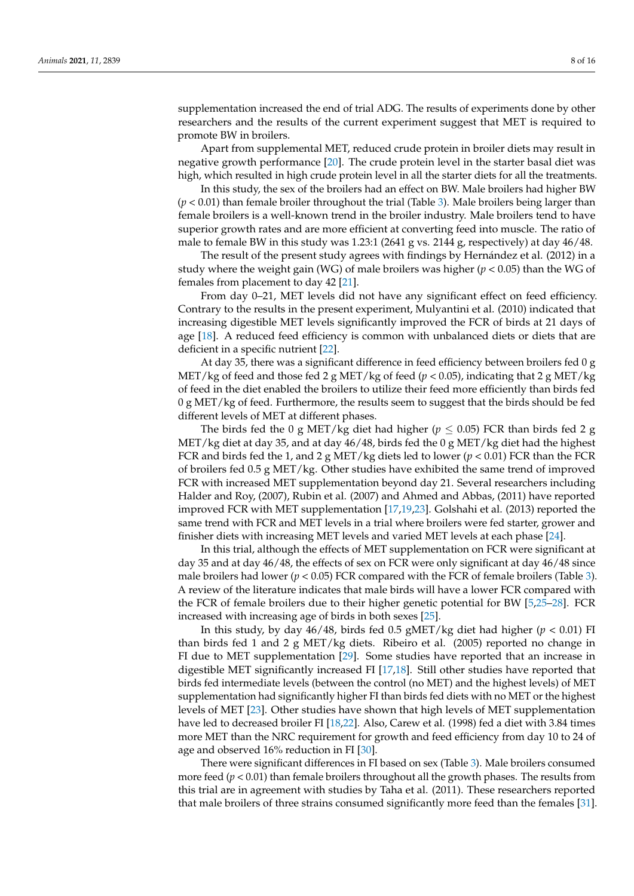supplementation increased the end of trial ADG. The results of experiments done by other researchers and the results of the current experiment suggest that MET is required to promote BW in broilers.

Apart from supplemental MET, reduced crude protein in broiler diets may result in negative growth performance [20]. The crude protein level in the starter basal diet was high, which resulted in high crude protein level in all the starter diets for all the treatments.

In this study, the sex of the broilers had an effect on BW. Male broilers had higher BW ($p < 0.01$) than female broiler throughout the trial (Table 3). Male broilers being larger than female broilers is a well-known trend in the broiler industry. Male broilers tend to have superior growth rates and are more efficient at converting feed into muscle. The ratio of male to female BW in this study was 1.23:1 (2641 g vs. 2144 g, respectively) at day 46/48.

The result of the present study agrees with findings by Hernández et al. (2012) in a study where the weight gain (WG) of male broilers was higher ($p < 0.05$) than the WG of females from placement to day 42 [21].

From day 0–21, MET levels did not have any significant effect on feed efficiency. Contrary to the results in the present experiment, Mulyantini et al. (2010) indicated that increasing digestible MET levels significantly improved the FCR of birds at 21 days of age [18]. A reduced feed efficiency is common with unbalanced diets or diets that are deficient in a specific nutrient [22].

At day 35, there was a significant difference in feed efficiency between broilers fed 0 g MET/kg of feed and those fed 2 g MET/kg of feed ($p < 0.05$), indicating that 2 g MET/kg of feed in the diet enabled the broilers to utilize their feed more efficiently than birds fed 0 g MET/kg of feed. Furthermore, the results seem to suggest that the birds should be fed different levels of MET at different phases.

The birds fed the 0 g MET/kg diet had higher ($p \leq 0.05$) FCR than birds fed 2 g MET/kg diet at day 35, and at day 46/48, birds fed the 0 g MET/kg diet had the highest FCR and birds fed the 1, and 2 g MET/kg diets led to lower ($p < 0.01$) FCR than the FCR of broilers fed 0.5 g MET/kg. Other studies have exhibited the same trend of improved FCR with increased MET supplementation beyond day 21. Several researchers including Halder and Roy, (2007), Rubin et al. (2007) and Ahmed and Abbas, (2011) have reported improved FCR with MET supplementation [17,19,23]. Golshahi et al. (2013) reported the same trend with FCR and MET levels in a trial where broilers were fed starter, grower and finisher diets with increasing MET levels and varied MET levels at each phase [24].

In this trial, although the effects of MET supplementation on FCR were significant at day 35 and at day 46/48, the effects of sex on FCR were only significant at day 46/48 since male broilers had lower ($p < 0.05$) FCR compared with the FCR of female broilers (Table 3). A review of the literature indicates that male birds will have a lower FCR compared with the FCR of female broilers due to their higher genetic potential for BW [5,25–28]. FCR increased with increasing age of birds in both sexes [25].

In this study, by day 46/48, birds fed 0.5 gMET/kg diet had higher ($p < 0.01$) FI than birds fed 1 and 2 g MET/kg diets. Ribeiro et al. (2005) reported no change in FI due to MET supplementation [29]. Some studies have reported that an increase in digestible MET significantly increased FI [17,18]. Still other studies have reported that birds fed intermediate levels (between the control (no MET) and the highest levels) of MET supplementation had significantly higher FI than birds fed diets with no MET or the highest levels of MET [23]. Other studies have shown that high levels of MET supplementation have led to decreased broiler FI [18,22]. Also, Carew et al. (1998) fed a diet with 3.84 times more MET than the NRC requirement for growth and feed efficiency from day 10 to 24 of age and observed 16% reduction in FI [30].

There were significant differences in FI based on sex (Table 3). Male broilers consumed more feed ($p < 0.01$) than female broilers throughout all the growth phases. The results from this trial are in agreement with studies by Taha et al. (2011). These researchers reported that male broilers of three strains consumed significantly more feed than the females [31].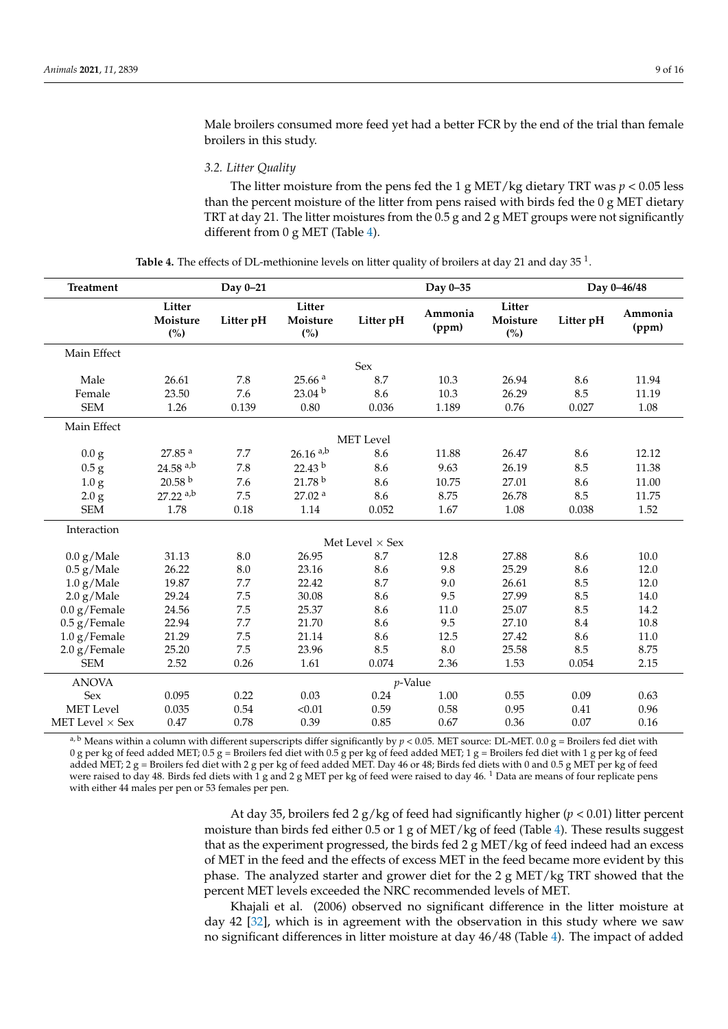Male broilers consumed more feed yet had a better FCR by the end of the trial than female broilers in this study.

### 3.2. Litter Quality

The litter moisture from the pens fed the 1 g MET/kg dietary TRT was $p < 0.05$ less than the percent moisture of the litter from pens raised with birds fed the 0 g MET dietary TRT at day 21. The litter moistures from the 0.5 g and 2 g MET groups were not significantly different from 0 g MET (Table 4).

**Table 4.** The effects of DL-methionine levels on litter quality of broilers at day 21 and day 35 [1].

| Treatment | Day 0–21 | | Day 0–35 | | | Day 0–46/48 | | |
|---|---|---|---|---|---|---|---|---|
| | Litter Moisture (%) | Litter pH | Litter Moisture (%) | Litter pH | Ammonia (ppm) | Litter Moisture (%) | Litter pH | Ammonia (ppm) |
| Main Effect | | | | | | | | |
| | | | | Sex | | | | |
| Male | 26.61 | 7.8 | 25.66 [a] | 8.7 | 10.3 | 26.94 | 8.6 | 11.94 |
| Female | 23.50 | 7.6 | 23.04 [b] | 8.6 | 10.3 | 26.29 | 8.5 | 11.19 |
| SEM | 1.26 | 0.139 | 0.80 | 0.036 | 1.189 | 0.76 | 0.027 | 1.08 |
| Main Effect | | | | | | | | |
| | | | | MET Level | | | | |
| 0.0 g | 27.85 [a] | 7.7 | 26.16 [a,b] | 8.6 | 11.88 | 26.47 | 8.6 | 12.12 |
| 0.5 g | 24.58 [a,b] | 7.8 | 22.43 [b] | 8.6 | 9.63 | 26.19 | 8.5 | 11.38 |
| 1.0 g | 20.58 [b] | 7.6 | 21.78 [b] | 8.6 | 10.75 | 27.01 | 8.6 | 11.00 |
| 2.0 g | 27.22 [a,b] | 7.5 | 27.02 [a] | 8.6 | 8.75 | 26.78 | 8.5 | 11.75 |
| SEM | 1.78 | 0.18 | 1.14 | 0.052 | 1.67 | 1.08 | 0.038 | 1.52 |
| Interaction | | | | | | | | |
| | | | | Met Level × Sex | | | | |
| 0.0 g/Male | 31.13 | 8.0 | 26.95 | 8.7 | 12.8 | 27.88 | 8.6 | 10.0 |
| 0.5 g/Male | 26.22 | 8.0 | 23.16 | 8.6 | 9.8 | 25.29 | 8.6 | 12.0 |
| 1.0 g/Male | 19.87 | 7.7 | 22.42 | 8.7 | 9.0 | 26.61 | 8.5 | 12.0 |
| 2.0 g/Male | 29.24 | 7.5 | 30.08 | 8.6 | 9.5 | 27.99 | 8.5 | 14.0 |
| 0.0 g/Female | 24.56 | 7.5 | 25.37 | 8.6 | 11.0 | 25.07 | 8.5 | 14.2 |
| 0.5 g/Female | 22.94 | 7.7 | 21.70 | 8.6 | 9.5 | 27.10 | 8.4 | 10.8 |
| 1.0 g/Female | 21.29 | 7.5 | 21.14 | 8.6 | 12.5 | 27.42 | 8.6 | 11.0 |
| 2.0 g/Female | 25.20 | 7.5 | 23.96 | 8.5 | 8.0 | 25.58 | 8.5 | 8.75 |
| SEM | 2.52 | 0.26 | 1.61 | 0.074 | 2.36 | 1.53 | 0.054 | 2.15 |
| ANOVA | | | | *p*-Value | | | | |
| Sex | 0.095 | 0.22 | 0.03 | 0.24 | 1.00 | 0.55 | 0.09 | 0.63 |
| MET Level | 0.035 | 0.54 | <0.01 | 0.59 | 0.58 | 0.95 | 0.41 | 0.96 |
| MET Level × Sex | 0.47 | 0.78 | 0.39 | 0.85 | 0.67 | 0.36 | 0.07 | 0.16 |

[a, b] Means within a column with different superscripts differ significantly by $p < 0.05$. MET source: DL-MET. 0.0 g = Broilers fed diet with 0 g per kg of feed added MET; 0.5 g = Broilers fed diet with 0.5 g per kg of feed added MET; 1 g = Broilers fed diet with 1 g per kg of feed added MET; 2 g = Broilers fed diet with 2 g per kg of feed added MET. Day 46 or 48; Birds fed diets with 0 and 0.5 g MET per kg of feed were raised to day 48. Birds fed diets with 1 g and 2 g MET per kg of feed were raised to day 46. [1] Data are means of four replicate pens with either 44 males per pen or 53 females per pen.

At day 35, broilers fed 2 g/kg of feed had significantly higher ($p < 0.01$) litter percent moisture than birds fed either 0.5 or 1 g of MET/kg of feed (Table 4). These results suggest that as the experiment progressed, the birds fed 2 g MET/kg of feed indeed had an excess of MET in the feed and the effects of excess MET in the feed became more evident by this phase. The analyzed starter and grower diet for the 2 g MET/kg TRT showed that the percent MET levels exceeded the NRC recommended levels of MET.

Khajali et al. (2006) observed no significant difference in the litter moisture at day 42 [32], which is in agreement with the observation in this study where we saw no significant differences in litter moisture at day 46/48 (Table 4). The impact of added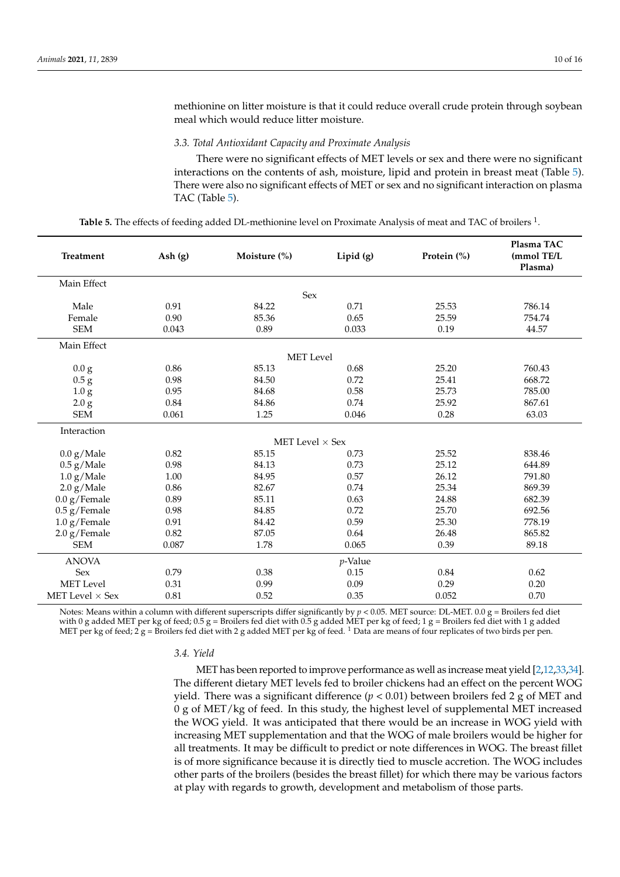methionine on litter moisture is that it could reduce overall crude protein through soybean meal which would reduce litter moisture.

### 3.3. Total Antioxidant Capacity and Proximate Analysis

There were no significant effects of MET levels or sex and there were no significant interactions on the contents of ash, moisture, lipid and protein in breast meat (Table 5). There were also no significant effects of MET or sex and no significant interaction on plasma TAC (Table 5).

**Table 5.** The effects of feeding added DL-methionine level on Proximate Analysis of meat and TAC of broilers [1].

| Treatment | Ash (g) | Moisture (%) | Lipid (g) | Protein (%) | Plasma TAC (mmol TE/L Plasma) |
|---|---|---|---|---|---|
| Main Effect | | | | | |
| | | | Sex | | |
| Male | 0.91 | 84.22 | 0.71 | 25.53 | 786.14 |
| Female | 0.90 | 85.36 | 0.65 | 25.59 | 754.74 |
| SEM | 0.043 | 0.89 | 0.033 | 0.19 | 44.57 |
| Main Effect | | | | | |
| | | | MET Level | | |
| 0.0 g | 0.86 | 85.13 | 0.68 | 25.20 | 760.43 |
| 0.5 g | 0.98 | 84.50 | 0.72 | 25.41 | 668.72 |
| 1.0 g | 0.95 | 84.68 | 0.58 | 25.73 | 785.00 |
| 2.0 g | 0.84 | 84.86 | 0.74 | 25.92 | 867.61 |
| SEM | 0.061 | 1.25 | 0.046 | 0.28 | 63.03 |
| Interaction | | | | | |
| | | | MET Level × Sex | | |
| 0.0 g/Male | 0.82 | 85.15 | 0.73 | 25.52 | 838.46 |
| 0.5 g/Male | 0.98 | 84.13 | 0.73 | 25.12 | 644.89 |
| 1.0 g/Male | 1.00 | 84.95 | 0.57 | 26.12 | 791.80 |
| 2.0 g/Male | 0.86 | 82.67 | 0.74 | 25.34 | 869.39 |
| 0.0 g/Female | 0.89 | 85.11 | 0.63 | 24.88 | 682.39 |
| 0.5 g/Female | 0.98 | 84.85 | 0.72 | 25.70 | 692.56 |
| 1.0 g/Female | 0.91 | 84.42 | 0.59 | 25.30 | 778.19 |
| 2.0 g/Female | 0.82 | 87.05 | 0.64 | 26.48 | 865.82 |
| SEM | 0.087 | 1.78 | 0.065 | 0.39 | 89.18 |
| ANOVA | | | *p*-Value | | |
| Sex | 0.79 | 0.38 | 0.15 | 0.84 | 0.62 |
| MET Level | 0.31 | 0.99 | 0.09 | 0.29 | 0.20 |
| MET Level × Sex | 0.81 | 0.52 | 0.35 | 0.052 | 0.70 |

Notes: Means within a column with different superscripts differ significantly by $p < 0.05$. MET source: DL-MET. 0.0 g = Broilers fed diet with 0 g added MET per kg of feed; 0.5 g = Broilers fed diet with 0.5 g added MET per kg of feed; 1 g = Broilers fed diet with 1 g added MET per kg of feed; 2 g = Broilers fed diet with 2 g added MET per kg of feed. [1] Data are means of four replicates of two birds per pen.

### 3.4. Yield

MET has been reported to improve performance as well as increase meat yield [2,12,33,34]. The different dietary MET levels fed to broiler chickens had an effect on the percent WOG yield. There was a significant difference ($p < 0.01$) between broilers fed 2 g of MET and 0 g of MET/kg of feed. In this study, the highest level of supplemental MET increased the WOG yield. It was anticipated that there would be an increase in WOG yield with increasing MET supplementation and that the WOG of male broilers would be higher for all treatments. It may be difficult to predict or note differences in WOG. The breast fillet is of more significance because it is directly tied to muscle accretion. The WOG includes other parts of the broilers (besides the breast fillet) for which there may be various factors at play with regards to growth, development and metabolism of those parts.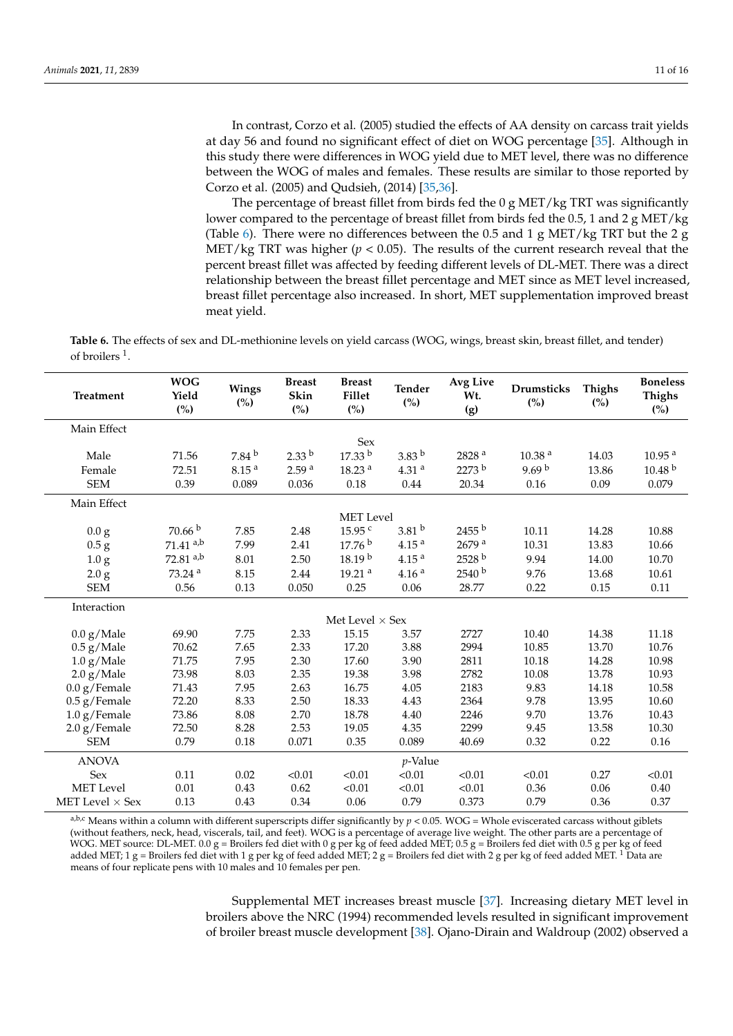In contrast, Corzo et al. (2005) studied the effects of AA density on carcass trait yields at day 56 and found no significant effect of diet on WOG percentage [35]. Although in this study there were differences in WOG yield due to MET level, there was no difference between the WOG of males and females. These results are similar to those reported by Corzo et al. (2005) and Qudsieh, (2014) [35,36].

The percentage of breast fillet from birds fed the 0 g MET/kg TRT was significantly lower compared to the percentage of breast fillet from birds fed the 0.5, 1 and 2 g MET/kg (Table 6). There were no differences between the 0.5 and 1 g MET/kg TRT but the 2 g MET/kg TRT was higher ($p < 0.05$). The results of the current research reveal that the percent breast fillet was affected by feeding different levels of DL-MET. There was a direct relationship between the breast fillet percentage and MET since as MET level increased, breast fillet percentage also increased. In short, MET supplementation improved breast meat yield.

**Table 6.** The effects of sex and DL-methionine levels on yield carcass (WOG, wings, breast skin, breast fillet, and tender) of broilers [1].

| Treatment | WOG Yield (%) | Wings (%) | Breast Skin (%) | Breast Fillet (%) | Tender (%) | Avg Live Wt. (g) | Drumsticks (%) | Thighs (%) | Boneless Thighs (%) |
|---|---|---|---|---|---|---|---|---|---|
| Main Effect | | | | | | | | | |
| | | | | Sex | | | | | |
| Male | 71.56 | 7.84 [b] | 2.33 [b] | 17.33 [b] | 3.83 [b] | 2828 [a] | 10.38 [a] | 14.03 | 10.95 [a] |
| Female | 72.51 | 8.15 [a] | 2.59 [a] | 18.23 [a] | 4.31 [a] | 2273 [b] | 9.69 [b] | 13.86 | 10.48 [b] |
| SEM | 0.39 | 0.089 | 0.036 | 0.18 | 0.44 | 20.34 | 0.16 | 0.09 | 0.079 |
| Main Effect | | | | | | | | | |
| | | | | MET Level | | | | | |
| 0.0 g | 70.66 [b] | 7.85 | 2.48 | 15.95 [c] | 3.81 [b] | 2455 [b] | 10.11 | 14.28 | 10.88 |
| 0.5 g | 71.41 [a,b] | 7.99 | 2.41 | 17.76 [b] | 4.15 [a] | 2679 [a] | 10.31 | 13.83 | 10.66 |
| 1.0 g | 72.81 [a,b] | 8.01 | 2.50 | 18.19 [b] | 4.15 [a] | 2528 [b] | 9.94 | 14.00 | 10.70 |
| 2.0 g | 73.24 [a] | 8.15 | 2.44 | 19.21 [a] | 4.16 [a] | 2540 [b] | 9.76 | 13.68 | 10.61 |
| SEM | 0.56 | 0.13 | 0.050 | 0.25 | 0.06 | 28.77 | 0.22 | 0.15 | 0.11 |
| Interaction | | | | | | | | | |
| | | | | Met Level × Sex | | | | | |
| 0.0 g/Male | 69.90 | 7.75 | 2.33 | 15.15 | 3.57 | 2727 | 10.40 | 14.38 | 11.18 |
| 0.5 g/Male | 70.62 | 7.65 | 2.33 | 17.20 | 3.88 | 2994 | 10.85 | 13.70 | 10.76 |
| 1.0 g/Male | 71.75 | 7.95 | 2.30 | 17.60 | 3.90 | 2811 | 10.18 | 14.28 | 10.98 |
| 2.0 g/Male | 73.98 | 8.03 | 2.35 | 19.38 | 3.98 | 2782 | 10.08 | 13.78 | 10.93 |
| 0.0 g/Female | 71.43 | 7.95 | 2.63 | 16.75 | 4.05 | 2183 | 9.83 | 14.18 | 10.58 |
| 0.5 g/Female | 72.20 | 8.33 | 2.50 | 18.33 | 4.43 | 2364 | 9.78 | 13.95 | 10.60 |
| 1.0 g/Female | 73.86 | 8.08 | 2.70 | 18.78 | 4.40 | 2246 | 9.70 | 13.76 | 10.43 |
| 2.0 g/Female | 72.50 | 8.28 | 2.53 | 19.05 | 4.35 | 2299 | 9.45 | 13.58 | 10.30 |
| SEM | 0.79 | 0.18 | 0.071 | 0.35 | 0.089 | 40.69 | 0.32 | 0.22 | 0.16 |
| ANOVA | | | | | | | | | |
| | | | | | $p$-Value | | | | |
| Sex | 0.11 | 0.02 | <0.01 | <0.01 | <0.01 | <0.01 | <0.01 | 0.27 | <0.01 |
| MET Level | 0.01 | 0.43 | 0.62 | <0.01 | <0.01 | <0.01 | 0.36 | 0.06 | 0.40 |
| MET Level × Sex | 0.13 | 0.43 | 0.34 | 0.06 | 0.79 | 0.373 | 0.79 | 0.36 | 0.37 |

[a,b,c] Means within a column with different superscripts differ significantly by $p < 0.05$. WOG = Whole eviscerated carcass without giblets (without feathers, neck, head, viscerals, tail, and feet). WOG is a percentage of average live weight. The other parts are a percentage of WOG. MET source: DL-MET. 0.0 g = Broilers fed diet with 0 g per kg of feed added MET; 0.5 g = Broilers fed diet with 0.5 g per kg of feed added MET; 1 g = Broilers fed diet with 1 g per kg of feed added MET; 2 g = Broilers fed diet with 2 g per kg of feed added MET. [1] Data are means of four replicate pens with 10 males and 10 females per pen.

Supplemental MET increases breast muscle [37]. Increasing dietary MET level in broilers above the NRC (1994) recommended levels resulted in significant improvement of broiler breast muscle development [38]. Ojano-Dirain and Waldroup (2002) observed a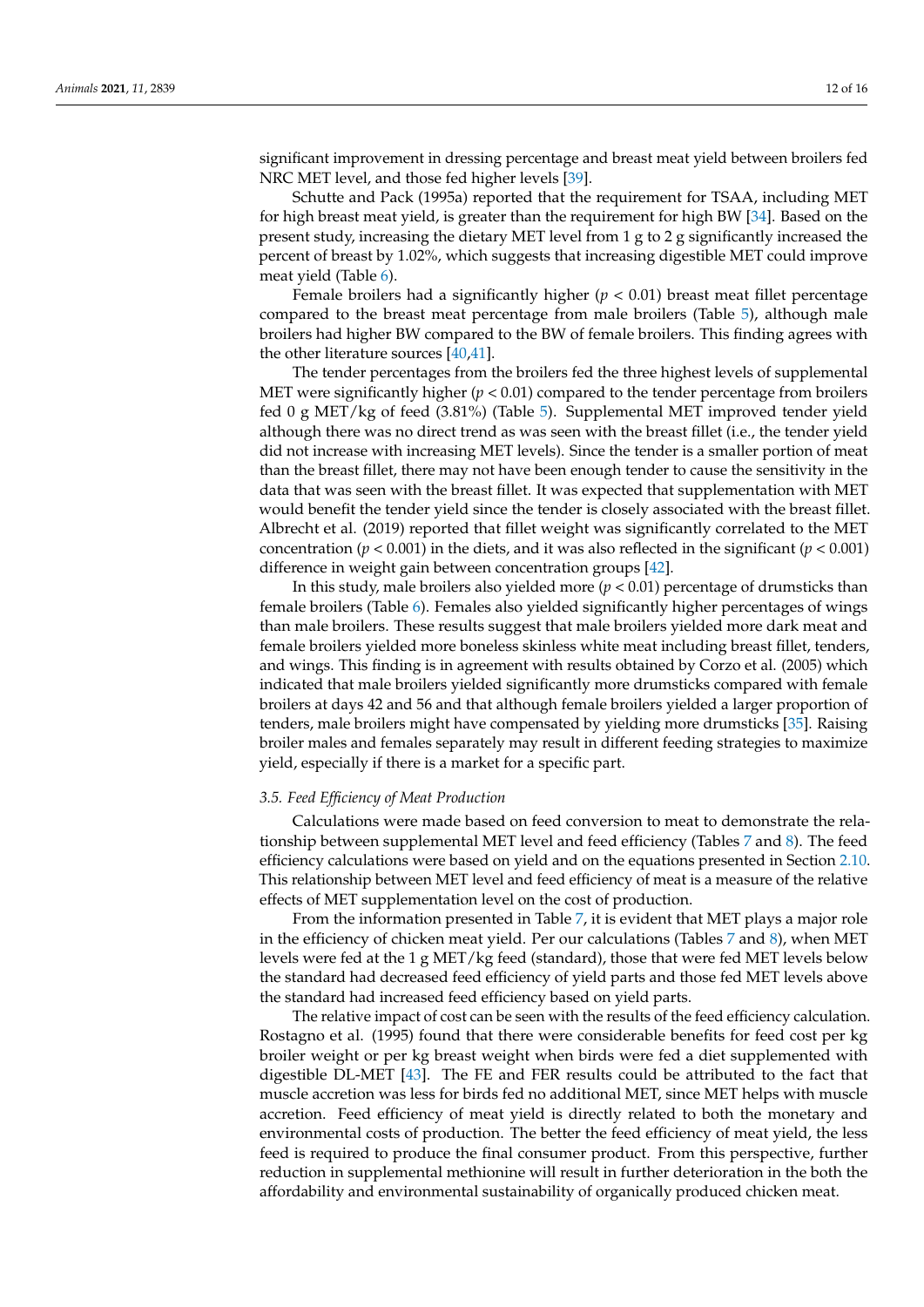significant improvement in dressing percentage and breast meat yield between broilers fed NRC MET level, and those fed higher levels [39].

Schutte and Pack (1995a) reported that the requirement for TSAA, including MET for high breast meat yield, is greater than the requirement for high BW [34]. Based on the present study, increasing the dietary MET level from 1 g to 2 g significantly increased the percent of breast by 1.02%, which suggests that increasing digestible MET could improve meat yield (Table 6).

Female broilers had a significantly higher ($p < 0.01$) breast meat fillet percentage compared to the breast meat percentage from male broilers (Table 5), although male broilers had higher BW compared to the BW of female broilers. This finding agrees with the other literature sources [40,41].

The tender percentages from the broilers fed the three highest levels of supplemental MET were significantly higher ($p < 0.01$) compared to the tender percentage from broilers fed 0 g MET/kg of feed (3.81%) (Table 5). Supplemental MET improved tender yield although there was no direct trend as was seen with the breast fillet (i.e., the tender yield did not increase with increasing MET levels). Since the tender is a smaller portion of meat than the breast fillet, there may not have been enough tender to cause the sensitivity in the data that was seen with the breast fillet. It was expected that supplementation with MET would benefit the tender yield since the tender is closely associated with the breast fillet. Albrecht et al. (2019) reported that fillet weight was significantly correlated to the MET concentration ($p < 0.001$) in the diets, and it was also reflected in the significant ($p < 0.001$) difference in weight gain between concentration groups [42].

In this study, male broilers also yielded more ($p < 0.01$) percentage of drumsticks than female broilers (Table 6). Females also yielded significantly higher percentages of wings than male broilers. These results suggest that male broilers yielded more dark meat and female broilers yielded more boneless skinless white meat including breast fillet, tenders, and wings. This finding is in agreement with results obtained by Corzo et al. (2005) which indicated that male broilers yielded significantly more drumsticks compared with female broilers at days 42 and 56 and that although female broilers yielded a larger proportion of tenders, male broilers might have compensated by yielding more drumsticks [35]. Raising broiler males and females separately may result in different feeding strategies to maximize yield, especially if there is a market for a specific part.

### 3.5. Feed Efficiency of Meat Production

Calculations were made based on feed conversion to meat to demonstrate the relationship between supplemental MET level and feed efficiency (Tables 7 and 8). The feed efficiency calculations were based on yield and on the equations presented in Section 2.10. This relationship between MET level and feed efficiency of meat is a measure of the relative effects of MET supplementation level on the cost of production.

From the information presented in Table 7, it is evident that MET plays a major role in the efficiency of chicken meat yield. Per our calculations (Tables 7 and 8), when MET levels were fed at the 1 g MET/kg feed (standard), those that were fed MET levels below the standard had decreased feed efficiency of yield parts and those fed MET levels above the standard had increased feed efficiency based on yield parts.

The relative impact of cost can be seen with the results of the feed efficiency calculation. Rostagno et al. (1995) found that there were considerable benefits for feed cost per kg broiler weight or per kg breast weight when birds were fed a diet supplemented with digestible DL-MET [43]. The FE and FER results could be attributed to the fact that muscle accretion was less for birds fed no additional MET, since MET helps with muscle accretion. Feed efficiency of meat yield is directly related to both the monetary and environmental costs of production. The better the feed efficiency of meat yield, the less feed is required to produce the final consumer product. From this perspective, further reduction in supplemental methionine will result in further deterioration in the both the affordability and environmental sustainability of organically produced chicken meat.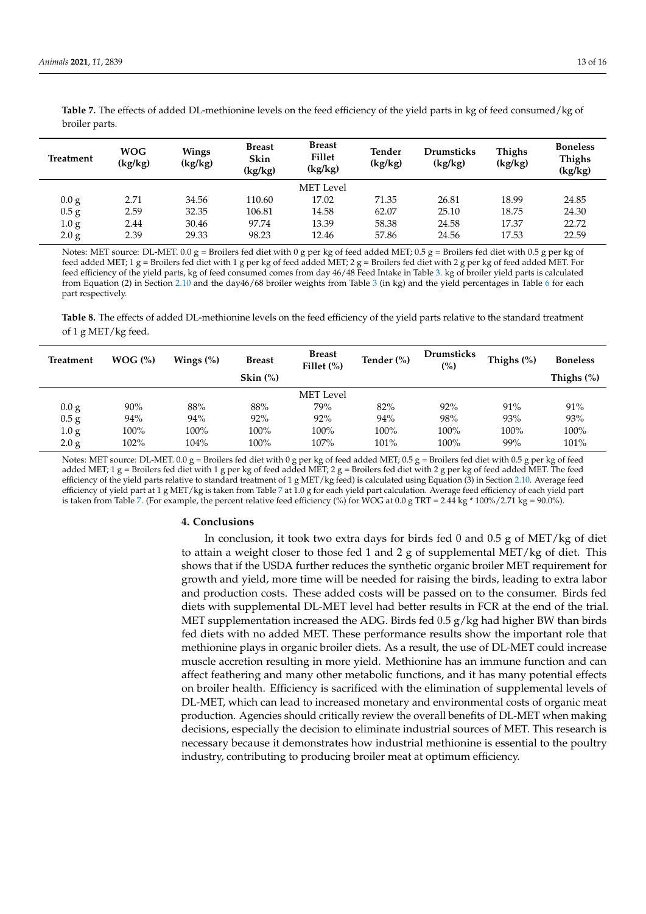**Table 7.** The effects of added DL-methionine levels on the feed efficiency of the yield parts in kg of feed consumed/kg of broiler parts.

| Treatment | WOG (kg/kg) | Wings (kg/kg) | Breast Skin (kg/kg) | Breast Fillet (kg/kg) | Tender (kg/kg) | Drumsticks (kg/kg) | Thighs (kg/kg) | Boneless Thighs (kg/kg) |
|---|---|---|---|---|---|---|---|---|
| | | | | MET Level | | | | |
| 0.0 g | 2.71 | 34.56 | 110.60 | 17.02 | 71.35 | 26.81 | 18.99 | 24.85 |
| 0.5 g | 2.59 | 32.35 | 106.81 | 14.58 | 62.07 | 25.10 | 18.75 | 24.30 |
| 1.0 g | 2.44 | 30.46 | 97.74 | 13.39 | 58.38 | 24.58 | 17.37 | 22.72 |
| 2.0 g | 2.39 | 29.33 | 98.23 | 12.46 | 57.86 | 24.56 | 17.53 | 22.59 |

Notes: MET source: DL-MET. 0.0 g = Broilers fed diet with 0 g per kg of feed added MET; 0.5 g = Broilers fed diet with 0.5 g per kg of feed added MET; 1 g = Broilers fed diet with 1 g per kg of feed added MET; 2 g = Broilers fed diet with 2 g per kg of feed added MET. For feed efficiency of the yield parts, kg of feed consumed comes from day 46/48 Feed Intake in Table 3. kg of broiler yield parts is calculated from Equation (2) in Section 2.10 and the day46/68 broiler weights from Table 3 (in kg) and the yield percentages in Table 6 for each part respectively.

**Table 8.** The effects of added DL-methionine levels on the feed efficiency of the yield parts relative to the standard treatment of 1 g MET/kg feed.

| Treatment | WOG (%) | Wings (%) | Breast Skin (%) | Breast Fillet (%) | Tender (%) | Drumsticks (%) | Thighs (%) | Boneless Thighs (%) |
|---|---|---|---|---|---|---|---|---|
| | | | | MET Level | | | | |
| 0.0 g | 90% | 88% | 88% | 79% | 82% | 92% | 91% | 91% |
| 0.5 g | 94% | 94% | 92% | 92% | 94% | 98% | 93% | 93% |
| 1.0 g | 100% | 100% | 100% | 100% | 100% | 100% | 100% | 100% |
| 2.0 g | 102% | 104% | 100% | 107% | 101% | 100% | 99% | 101% |

Notes: MET source: DL-MET. 0.0 g = Broilers fed diet with 0 g per kg of feed added MET; 0.5 g = Broilers fed diet with 0.5 g per kg of feed added MET; 1 g = Broilers fed diet with 1 g per kg of feed added MET; 2 g = Broilers fed diet with 2 g per kg of feed added MET. The feed efficiency of the yield parts relative to standard treatment of 1 g MET/kg feed) is calculated using Equation (3) in Section 2.10. Average feed efficiency of yield part at 1 g MET/kg is taken from Table 7 at 1.0 g for each yield part calculation. Average feed efficiency of each yield part is taken from Table 7. (For example, the percent relative feed efficiency (%) for WOG at 0.0 g TRT = 2.44 kg * 100%/2.71 kg = 90.0%).

## 4. Conclusions

In conclusion, it took two extra days for birds fed 0 and 0.5 g of MET/kg of diet to attain a weight closer to those fed 1 and 2 g of supplemental MET/kg of diet. This shows that if the USDA further reduces the synthetic organic broiler MET requirement for growth and yield, more time will be needed for raising the birds, leading to extra labor and production costs. These added costs will be passed on to the consumer. Birds fed diets with supplemental DL-MET level had better results in FCR at the end of the trial. MET supplementation increased the ADG. Birds fed 0.5 g/kg had higher BW than birds fed diets with no added MET. These performance results show the important role that methionine plays in organic broiler diets. As a result, the use of DL-MET could increase muscle accretion resulting in more yield. Methionine has an immune function and can affect feathering and many other metabolic functions, and it has many potential effects on broiler health. Efficiency is sacrificed with the elimination of supplemental levels of DL-MET, which can lead to increased monetary and environmental costs of organic meat production. Agencies should critically review the overall benefits of DL-MET when making decisions, especially the decision to eliminate industrial sources of MET. This research is necessary because it demonstrates how industrial methionine is essential to the poultry industry, contributing to producing broiler meat at optimum efficiency.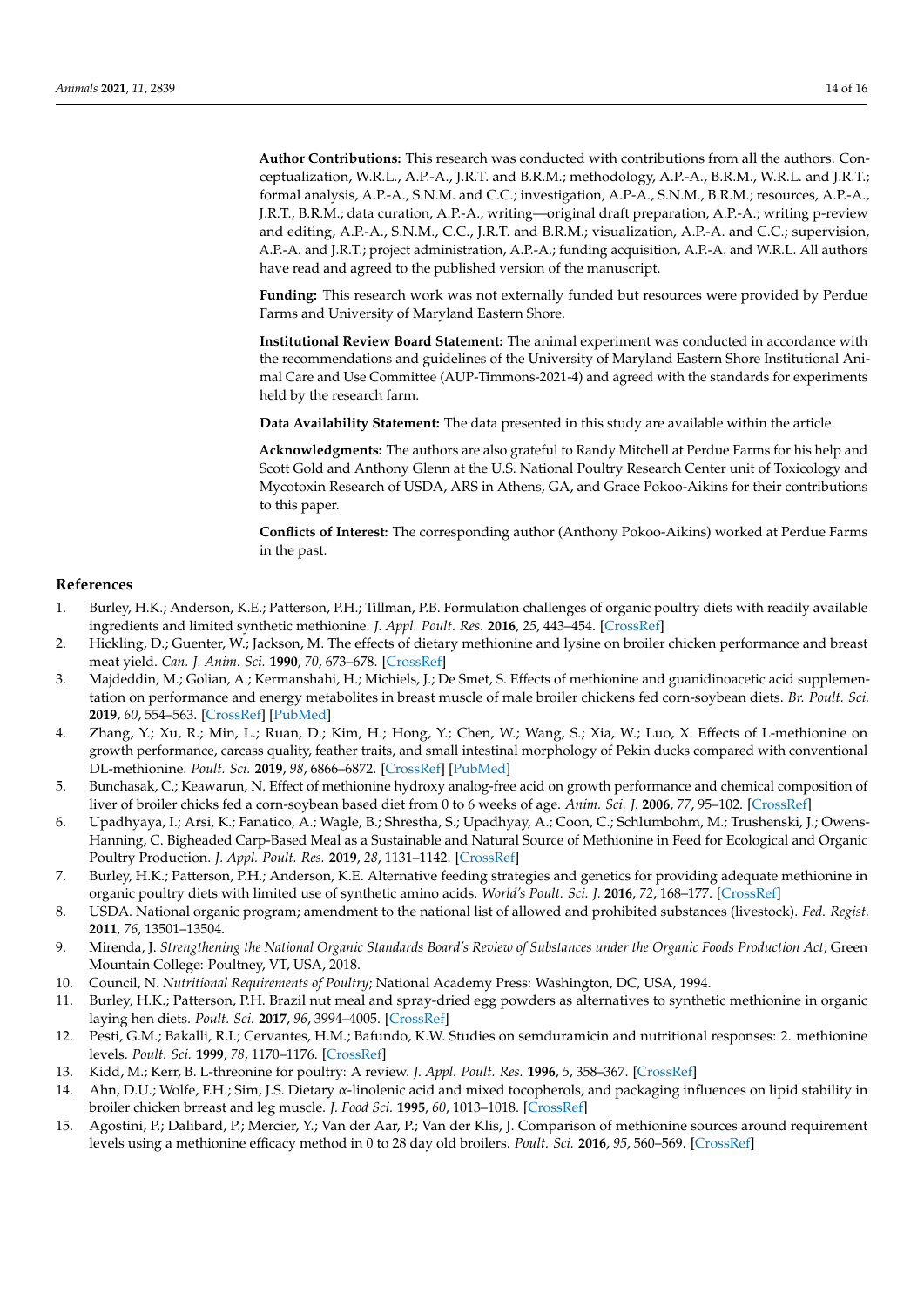**Author Contributions:** This research was conducted with contributions from all the authors. Conceptualization, W.R.L., A.P.-A., J.R.T. and B.R.M.; methodology, A.P.-A., B.R.M., W.R.L. and J.R.T.; formal analysis, A.P.-A., S.N.M. and C.C.; investigation, A.P.-A., S.N.M., B.R.M.; resources, A.P.-A., J.R.T., B.R.M.; data curation, A.P.-A.; writing—original draft preparation, A.P.-A.; writing p-review and editing, A.P.-A., S.N.M., C.C., J.R.T. and B.R.M.; visualization, A.P.-A. and C.C.; supervision, A.P.-A. and J.R.T.; project administration, A.P.-A.; funding acquisition, A.P.-A. and W.R.L. All authors have read and agreed to the published version of the manuscript.

**Funding:** This research work was not externally funded but resources were provided by Perdue Farms and University of Maryland Eastern Shore.

**Institutional Review Board Statement:** The animal experiment was conducted in accordance with the recommendations and guidelines of the University of Maryland Eastern Shore Institutional Animal Care and Use Committee (AUP-Timmons-2021-4) and agreed with the standards for experiments held by the research farm.

**Data Availability Statement:** The data presented in this study are available within the article.

**Acknowledgments:** The authors are also grateful to Randy Mitchell at Perdue Farms for his help and Scott Gold and Anthony Glenn at the U.S. National Poultry Research Center unit of Toxicology and Mycotoxin Research of USDA, ARS in Athens, GA, and Grace Pokoo-Aikins for their contributions to this paper.

**Conflicts of Interest:** The corresponding author (Anthony Pokoo-Aikins) worked at Perdue Farms in the past.

## References

1. Burley, H.K.; Anderson, K.E.; Patterson, P.H.; Tillman, P.B. Formulation challenges of organic poultry diets with readily available ingredients and limited synthetic methionine. *J. Appl. Poult. Res.* **2016**, *25*, 443–454. [CrossRef]
2. Hickling, D.; Guenter, W.; Jackson, M. The effects of dietary methionine and lysine on broiler chicken performance and breast meat yield. *Can. J. Anim. Sci.* **1990**, *70*, 673–678. [CrossRef]
3. Majdeddin, M.; Golian, A.; Kermanshahi, H.; Michiels, J.; De Smet, S. Effects of methionine and guanidinoacetic acid supplementation on performance and energy metabolites in breast muscle of male broiler chickens fed corn-soybean diets. *Br. Poult. Sci.* **2019**, *60*, 554–563. [CrossRef] [PubMed]
4. Zhang, Y.; Xu, R.; Min, L.; Ruan, D.; Kim, H.; Hong, Y.; Chen, W.; Wang, S.; Xia, W.; Luo, X. Effects of L-methionine on growth performance, carcass quality, feather traits, and small intestinal morphology of Pekin ducks compared with conventional DL-methionine. *Poult. Sci.* **2019**, *98*, 6866–6872. [CrossRef] [PubMed]
5. Bunchasak, C.; Keawarun, N. Effect of methionine hydroxy analog-free acid on growth performance and chemical composition of liver of broiler chicks fed a corn-soybean based diet from 0 to 6 weeks of age. *Anim. Sci. J.* **2006**, *77*, 95–102. [CrossRef]
6. Upadhyaya, I.; Arsi, K.; Fanatico, A.; Wagle, B.; Shrestha, S.; Upadhyay, A.; Coon, C.; Schlumbohm, M.; Trushenski, J.; Owens-Hanning, C. Bigheaded Carp-Based Meal as a Sustainable and Natural Source of Methionine in Feed for Ecological and Organic Poultry Production. *J. Appl. Poult. Res.* **2019**, *28*, 1131–1142. [CrossRef]
7. Burley, H.K.; Patterson, P.H.; Anderson, K.E. Alternative feeding strategies and genetics for providing adequate methionine in organic poultry diets with limited use of synthetic amino acids. *World's Poult. Sci. J.* **2016**, *72*, 168–177. [CrossRef]
8. USDA. National organic program; amendment to the national list of allowed and prohibited substances (livestock). *Fed. Regist.* **2011**, *76*, 13501–13504.
9. Mirenda, J. *Strengthening the National Organic Standards Board's Review of Substances under the Organic Foods Production Act*; Green Mountain College: Poultney, VT, USA, 2018.
10. Council, N. *Nutritional Requirements of Poultry*; National Academy Press: Washington, DC, USA, 1994.
11. Burley, H.K.; Patterson, P.H. Brazil nut meal and spray-dried egg powders as alternatives to synthetic methionine in organic laying hen diets. *Poult. Sci.* **2017**, *96*, 3994–4005. [CrossRef]
12. Pesti, G.M.; Bakalli, R.I.; Cervantes, H.M.; Bafundo, K.W. Studies on semduramicin and nutritional responses: 2. methionine levels. *Poult. Sci.* **1999**, *78*, 1170–1176. [CrossRef]
13. Kidd, M.; Kerr, B. L-threonine for poultry: A review. *J. Appl. Poult. Res.* **1996**, *5*, 358–367. [CrossRef]
14. Ahn, D.U.; Wolfe, F.H.; Sim, J.S. Dietary α-linolenic acid and mixed tocopherols, and packaging influences on lipid stability in broiler chicken brreast and leg muscle. *J. Food Sci.* **1995**, *60*, 1013–1018. [CrossRef]
15. Agostini, P.; Dalibard, P.; Mercier, Y.; Van der Aar, P.; Van der Klis, J. Comparison of methionine sources around requirement levels using a methionine efficacy method in 0 to 28 day old broilers. *Poult. Sci.* **2016**, *95*, 560–569. [CrossRef]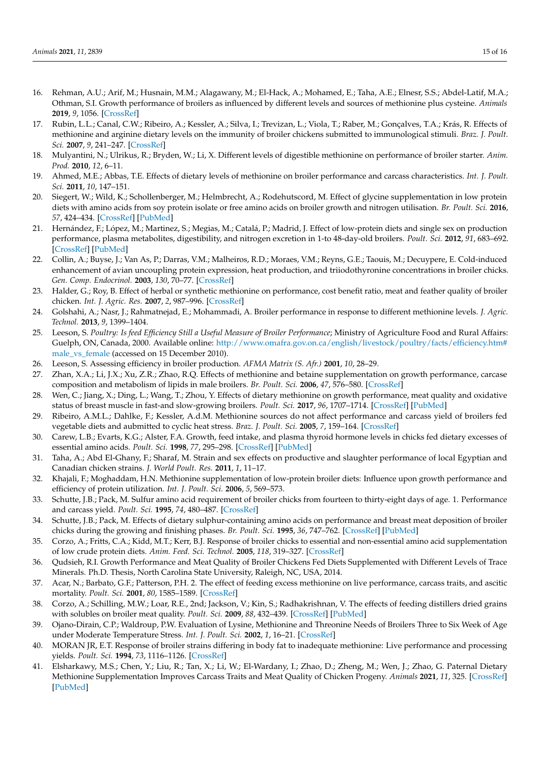16. Rehman, A.U.; Arif, M.; Husnain, M.M.; Alagawany, M.; El-Hack, A.; Mohamed, E.; Taha, A.E.; Elnesr, S.S.; Abdel-Latif, M.A.; Othman, S.I. Growth performance of broilers as influenced by different levels and sources of methionine plus cysteine. *Animals* **2019**, *9*, 1056. [CrossRef]
17. Rubin, L.L.; Canal, C.W.; Ribeiro, A.; Kessler, A.; Silva, I.; Trevizan, L.; Viola, T.; Raber, M.; Gonçalves, T.A.; Krás, R. Effects of methionine and arginine dietary levels on the immunity of broiler chickens submitted to immunological stimuli. *Braz. J. Poult. Sci.* **2007**, *9*, 241–247. [CrossRef]
18. Mulyantini, N.; Ulrikus, R.; Bryden, W.; Li, X. Different levels of digestible methionine on performance of broiler starter. *Anim. Prod.* **2010**, *12*, 6–11.
19. Ahmed, M.E.; Abbas, T.E. Effects of dietary levels of methionine on broiler performance and carcass characteristics. *Int. J. Poult. Sci.* **2011**, *10*, 147–151.
20. Siegert, W.; Wild, K.; Schollenberger, M.; Helmbrecht, A.; Rodehutscord, M. Effect of glycine supplementation in low protein diets with amino acids from soy protein isolate or free amino acids on broiler growth and nitrogen utilisation. *Br. Poult. Sci.* **2016**, *57*, 424–434. [CrossRef] [PubMed]
21. Hernández, F.; López, M.; Martinez, S.; Megias, M.; Catalá, P.; Madrid, J. Effect of low-protein diets and single sex on production performance, plasma metabolites, digestibility, and nitrogen excretion in 1-to 48-day-old broilers. *Poult. Sci.* **2012**, *91*, 683–692. [CrossRef] [PubMed]
22. Collin, A.; Buyse, J.; Van As, P.; Darras, V.M.; Malheiros, R.D.; Moraes, V.M.; Reyns, G.E.; Taouis, M.; Decuypere, E. Cold-induced enhancement of avian uncoupling protein expression, heat production, and triiodothyronine concentrations in broiler chicks. *Gen. Comp. Endocrinol.* **2003**, *130*, 70–77. [CrossRef]
23. Halder, G.; Roy, B. Effect of herbal or synthetic methionine on performance, cost benefit ratio, meat and feather quality of broiler chicken. *Int. J. Agric. Res.* **2007**, *2*, 987–996. [CrossRef]
24. Golshahi, A.; Nasr, J.; Rahmatnejad, E.; Mohammadi, A. Broiler performance in response to different methionine levels. *J. Agric. Technol.* **2013**, *9*, 1399–1404.
25. Leeson, S. *Poultry: Is feed Efficiency Still a Useful Measure of Broiler Performance*; Ministry of Agriculture Food and Rural Affairs: Guelph, ON, Canada, 2000. Available online: http://www.omafra.gov.on.ca/english/livestock/poultry/facts/efficiency.htm#male_vs_female (accessed on 15 December 2010).
26. Leeson, S. Assessing efficiency in broiler production. *AFMA Matrix (S. Afr.)* **2001**, *10*, 28–29.
27. Zhan, X.A.; Li, J.X.; Xu, Z.R.; Zhao, R.Q. Effects of methionine and betaine supplementation on growth performance, carcase composition and metabolism of lipids in male broilers. *Br. Poult. Sci.* **2006**, *47*, 576–580. [CrossRef]
28. Wen, C.; Jiang, X.; Ding, L.; Wang, T.; Zhou, Y. Effects of dietary methionine on growth performance, meat quality and oxidative status of breast muscle in fast-and slow-growing broilers. *Poult. Sci.* **2017**, *96*, 1707–1714. [CrossRef] [PubMed]
29. Ribeiro, A.M.L.; Dahlke, F.; Kessler, A.d.M. Methionine sources do not affect performance and carcass yield of broilers fed vegetable diets and aubmitted to cyclic heat stress. *Braz. J. Poult. Sci.* **2005**, *7*, 159–164. [CrossRef]
30. Carew, L.B.; Evarts, K.G.; Alster, F.A. Growth, feed intake, and plasma thyroid hormone levels in chicks fed dietary excesses of essential amino acids. *Poult. Sci.* **1998**, *77*, 295–298. [CrossRef] [PubMed]
31. Taha, A.; Abd El-Ghany, F.; Sharaf, M. Strain and sex effects on productive and slaughter performance of local Egyptian and Canadian chicken strains. *J. World Poult. Res.* **2011**, *1*, 11–17.
32. Khajali, F.; Moghaddam, H.N. Methionine supplementation of low-protein broiler diets: Influence upon growth performance and efficiency of protein utilization. *Int. J. Poult. Sci.* **2006**, *5*, 569–573.
33. Schutte, J.B.; Pack, M. Sulfur amino acid requirement of broiler chicks from fourteen to thirty-eight days of age. 1. Performance and carcass yield. *Poult. Sci.* **1995**, *74*, 480–487. [CrossRef]
34. Schutte, J.B.; Pack, M. Effects of dietary sulphur-containing amino acids on performance and breast meat deposition of broiler chicks during the growing and finishing phases. *Br. Poult. Sci.* **1995**, *36*, 747–762. [CrossRef] [PubMed]
35. Corzo, A.; Fritts, C.A.; Kidd, M.T.; Kerr, B.J. Response of broiler chicks to essential and non-essential amino acid supplementation of low crude protein diets. *Anim. Feed. Sci. Technol.* **2005**, *118*, 319–327. [CrossRef]
36. Qudsieh, R.I. Growth Performance and Meat Quality of Broiler Chickens Fed Diets Supplemented with Different Levels of Trace Minerals. Ph.D. Thesis, North Carolina State University, Raleigh, NC, USA, 2014.
37. Acar, N.; Barbato, G.F.; Patterson, P.H. 2. The effect of feeding excess methionine on live performance, carcass traits, and ascitic mortality. *Poult. Sci.* **2001**, *80*, 1585–1589. [CrossRef]
38. Corzo, A.; Schilling, M.W.; Loar, R.E., 2nd; Jackson, V.; Kin, S.; Radhakrishnan, V. The effects of feeding distillers dried grains with solubles on broiler meat quality. *Poult. Sci.* **2009**, *88*, 432–439. [CrossRef] [PubMed]
39. Ojano-Dirain, C.P.; Waldroup, P.W. Evaluation of Lysine, Methionine and Threonine Needs of Broilers Three to Six Week of Age under Moderate Temperature Stress. *Int. J. Poult. Sci.* **2002**, *1*, 16–21. [CrossRef]
40. MORAN JR, E.T. Response of broiler strains differing in body fat to inadequate methionine: Live performance and processing yields. *Poult. Sci.* **1994**, *73*, 1116–1126. [CrossRef]
41. Elsharkawy, M.S.; Chen, Y.; Liu, R.; Tan, X.; Li, W.; El-Wardany, I.; Zhao, D.; Zheng, M.; Wen, J.; Zhao, G. Paternal Dietary Methionine Supplementation Improves Carcass Traits and Meat Quality of Chicken Progeny. *Animals* **2021**, *11*, 325. [CrossRef] [PubMed]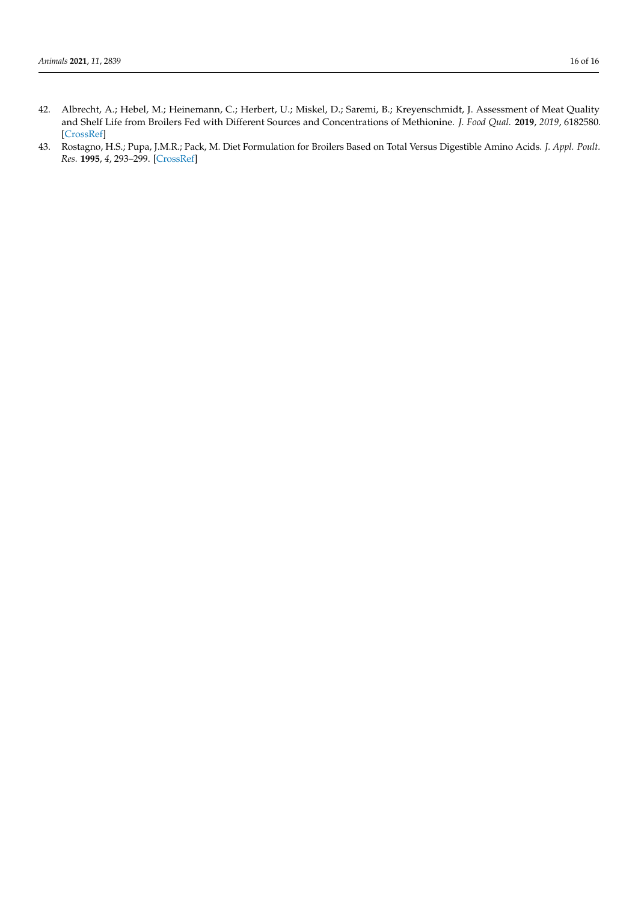42. Albrecht, A.; Hebel, M.; Heinemann, C.; Herbert, U.; Miskel, D.; Saremi, B.; Kreyenschmidt, J. Assessment of Meat Quality and Shelf Life from Broilers Fed with Different Sources and Concentrations of Methionine. *J. Food Qual.* **2019**, *2019*, 6182580. [CrossRef]
43. Rostagno, H.S.; Pupa, J.M.R.; Pack, M. Diet Formulation for Broilers Based on Total Versus Digestible Amino Acids. *J. Appl. Poult. Res.* **1995**, *4*, 293–299. [CrossRef]